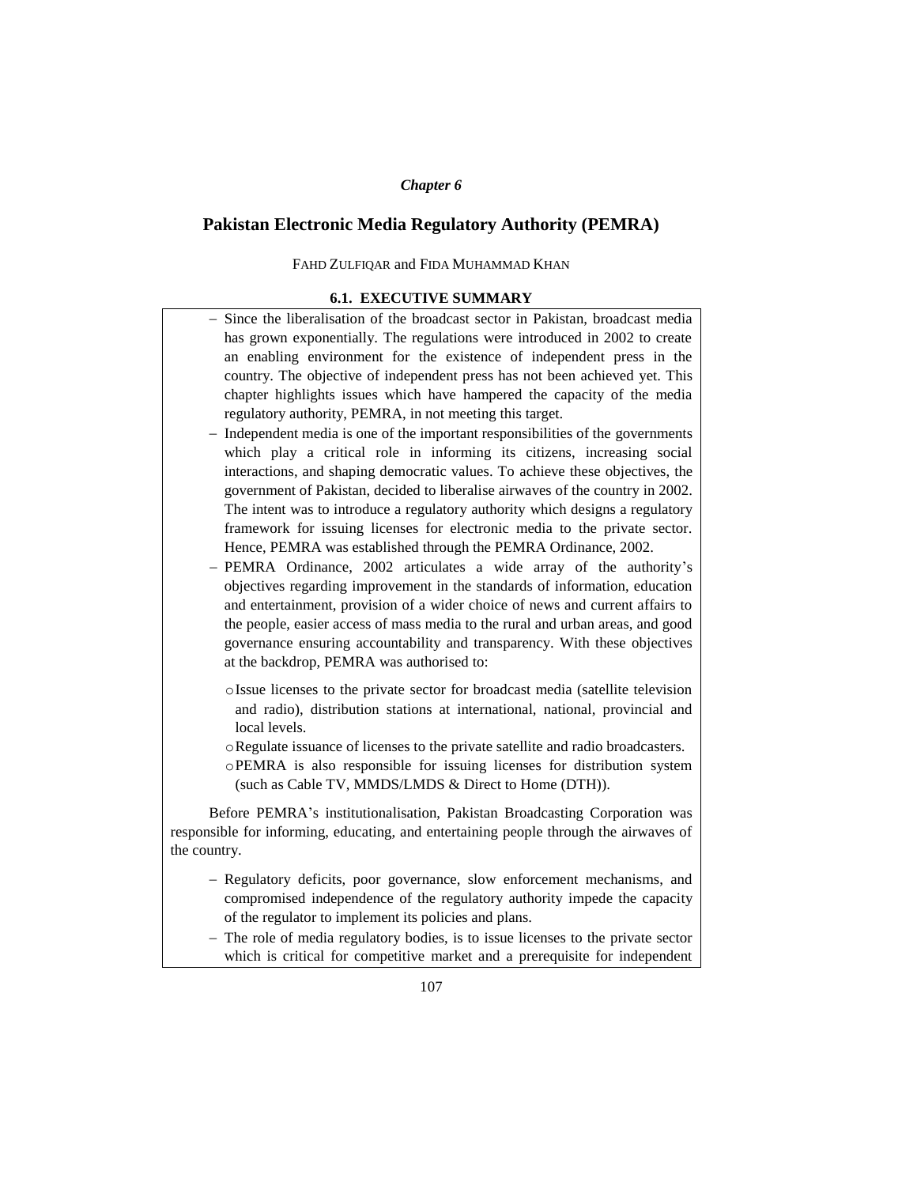*Chapter 6*

# Pakistan Electronic Media Regulatory Authority (PEMRA)

FAHD ZULFIQAR and FIDA MUHAMMAD KHAN

## 6.1. EXECUTIVE SUMMARY

- Since the liberalisation of the broadcast sector in Pakistan, broadcast media has grown exponentially. The regulations were introduced in 2002 to create an enabling environment for the existence of independent press in the country. The objective of independent press has not been achieved yet. This chapter highlights issues which have hampered the capacity of the media regulatory authority, PEMRA, in not meeting this target.
- Independent media is one of the important responsibilities of the governments which play a critical role in informing its citizens, increasing social interactions, and shaping democratic values. To achieve these objectives, the government of Pakistan, decided to liberalise airwaves of the country in 2002. The intent was to introduce a regulatory authority which designs a regulatory framework for issuing licenses for electronic media to the private sector. Hence, PEMRA was established through the PEMRA Ordinance, 2002.
- PEMRA Ordinance, 2002 articulates a wide array of the authority's objectives regarding improvement in the standards of information, education and entertainment, provision of a wider choice of news and current affairs to the people, easier access of mass media to the rural and urban areas, and good governance ensuring accountability and transparency. With these objectives at the backdrop, PEMRA was authorised to:
  - Issue licenses to the private sector for broadcast media (satellite television and radio), distribution stations at international, national, provincial and local levels.
  - Regulate issuance of licenses to the private satellite and radio broadcasters.
  - PEMRA is also responsible for issuing licenses for distribution system (such as Cable TV, MMDS/LMDS & Direct to Home (DTH)).

Before PEMRA's institutionalisation, Pakistan Broadcasting Corporation was responsible for informing, educating, and entertaining people through the airwaves of the country.

- Regulatory deficits, poor governance, slow enforcement mechanisms, and compromised independence of the regulatory authority impede the capacity of the regulator to implement its policies and plans.
- The role of media regulatory bodies, is to issue licenses to the private sector which is critical for competitive market and a prerequisite for independent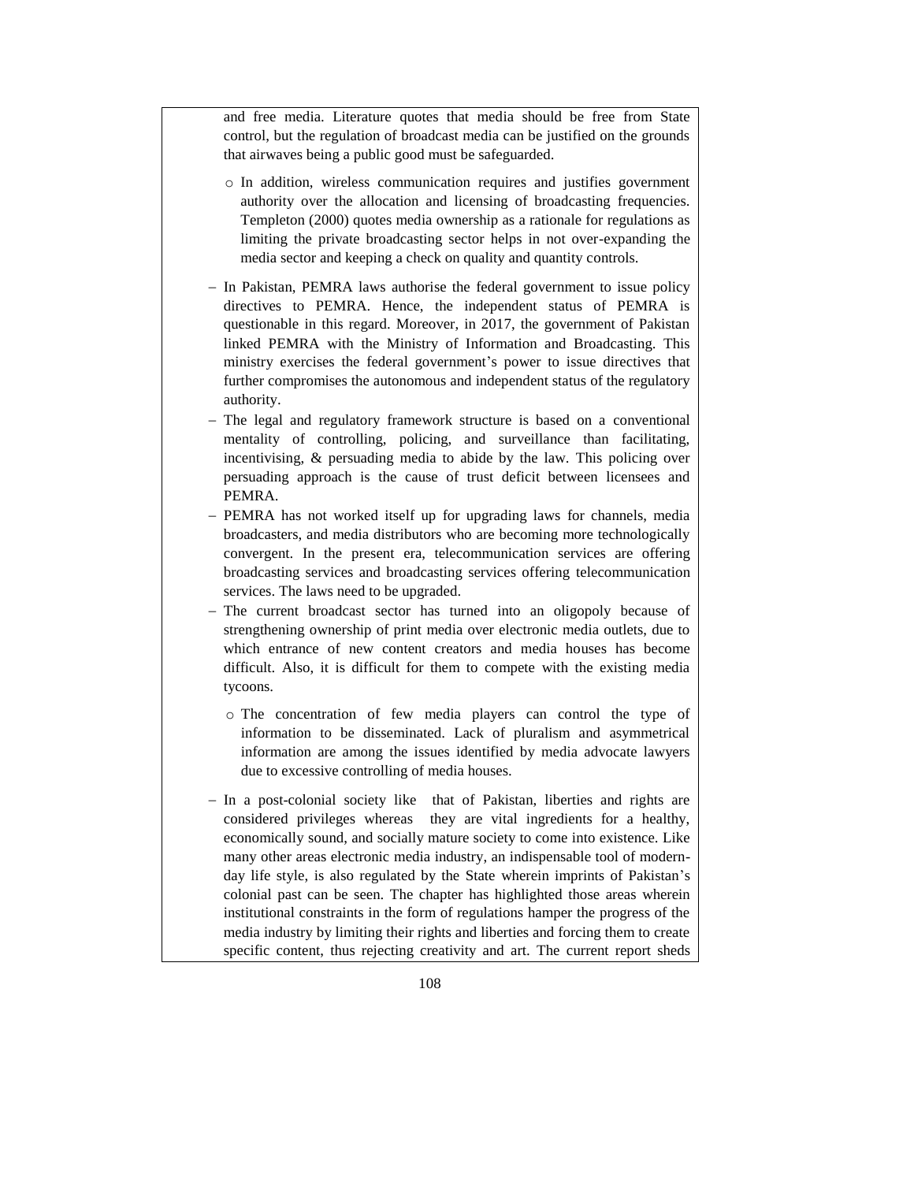and free media. Literature quotes that media should be free from State control, but the regulation of broadcast media can be justified on the grounds that airwaves being a public good must be safeguarded.

  - In addition, wireless communication requires and justifies government authority over the allocation and licensing of broadcasting frequencies. Templeton (2000) quotes media ownership as a rationale for regulations as limiting the private broadcasting sector helps in not over-expanding the media sector and keeping a check on quality and quantity controls.

- In Pakistan, PEMRA laws authorise the federal government to issue policy directives to PEMRA. Hence, the independent status of PEMRA is questionable in this regard. Moreover, in 2017, the government of Pakistan linked PEMRA with the Ministry of Information and Broadcasting. This ministry exercises the federal government's power to issue directives that further compromises the autonomous and independent status of the regulatory authority.
- The legal and regulatory framework structure is based on a conventional mentality of controlling, policing, and surveillance than facilitating, incentivising, & persuading media to abide by the law. This policing over persuading approach is the cause of trust deficit between licensees and PEMRA.
- PEMRA has not worked itself up for upgrading laws for channels, media broadcasters, and media distributors who are becoming more technologically convergent. In the present era, telecommunication services are offering broadcasting services and broadcasting services offering telecommunication services. The laws need to be upgraded.
- The current broadcast sector has turned into an oligopoly because of strengthening ownership of print media over electronic media outlets, due to which entrance of new content creators and media houses has become difficult. Also, it is difficult for them to compete with the existing media tycoons.

  - The concentration of few media players can control the type of information to be disseminated. Lack of pluralism and asymmetrical information are among the issues identified by media advocate lawyers due to excessive controlling of media houses.

- In a post-colonial society like that of Pakistan, liberties and rights are considered privileges whereas they are vital ingredients for a healthy, economically sound, and socially mature society to come into existence. Like many other areas electronic media industry, an indispensable tool of modern-day life style, is also regulated by the State wherein imprints of Pakistan's colonial past can be seen. The chapter has highlighted those areas wherein institutional constraints in the form of regulations hamper the progress of the media industry by limiting their rights and liberties and forcing them to create specific content, thus rejecting creativity and art. The current report sheds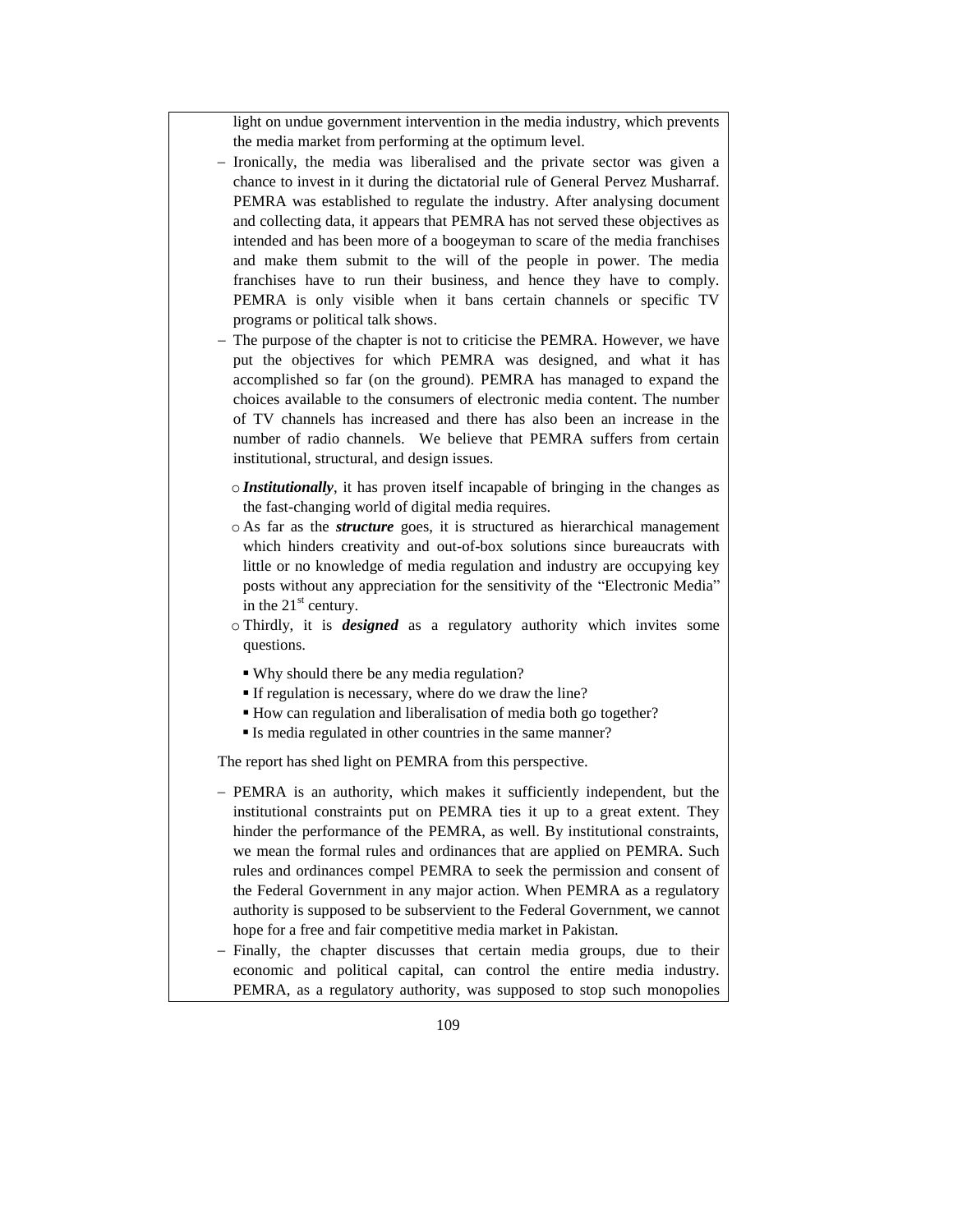light on undue government intervention in the media industry, which prevents the media market from performing at the optimum level.

- Ironically, the media was liberalised and the private sector was given a chance to invest in it during the dictatorial rule of General Pervez Musharraf. PEMRA was established to regulate the industry. After analysing document and collecting data, it appears that PEMRA has not served these objectives as intended and has been more of a boogeyman to scare of the media franchises and make them submit to the will of the people in power. The media franchises have to run their business, and hence they have to comply. PEMRA is only visible when it bans certain channels or specific TV programs or political talk shows.
- The purpose of the chapter is not to criticise the PEMRA. However, we have put the objectives for which PEMRA was designed, and what it has accomplished so far (on the ground). PEMRA has managed to expand the choices available to the consumers of electronic media content. The number of TV channels has increased and there has also been an increase in the number of radio channels. We believe that PEMRA suffers from certain institutional, structural, and design issues.
  - ***Institutionally***, it has proven itself incapable of bringing in the changes as the fast-changing world of digital media requires.
  - As far as the ***structure*** goes, it is structured as hierarchical management which hinders creativity and out-of-box solutions since bureaucrats with little or no knowledge of media regulation and industry are occupying key posts without any appreciation for the sensitivity of the "Electronic Media" in the 21st century.
  - Thirdly, it is ***designed*** as a regulatory authority which invites some questions.
    - Why should there be any media regulation?
    - If regulation is necessary, where do we draw the line?
    - How can regulation and liberalisation of media both go together?
    - Is media regulated in other countries in the same manner?

The report has shed light on PEMRA from this perspective.

- PEMRA is an authority, which makes it sufficiently independent, but the institutional constraints put on PEMRA ties it up to a great extent. They hinder the performance of the PEMRA, as well. By institutional constraints, we mean the formal rules and ordinances that are applied on PEMRA. Such rules and ordinances compel PEMRA to seek the permission and consent of the Federal Government in any major action. When PEMRA as a regulatory authority is supposed to be subservient to the Federal Government, we cannot hope for a free and fair competitive media market in Pakistan.
- Finally, the chapter discusses that certain media groups, due to their economic and political capital, can control the entire media industry. PEMRA, as a regulatory authority, was supposed to stop such monopolies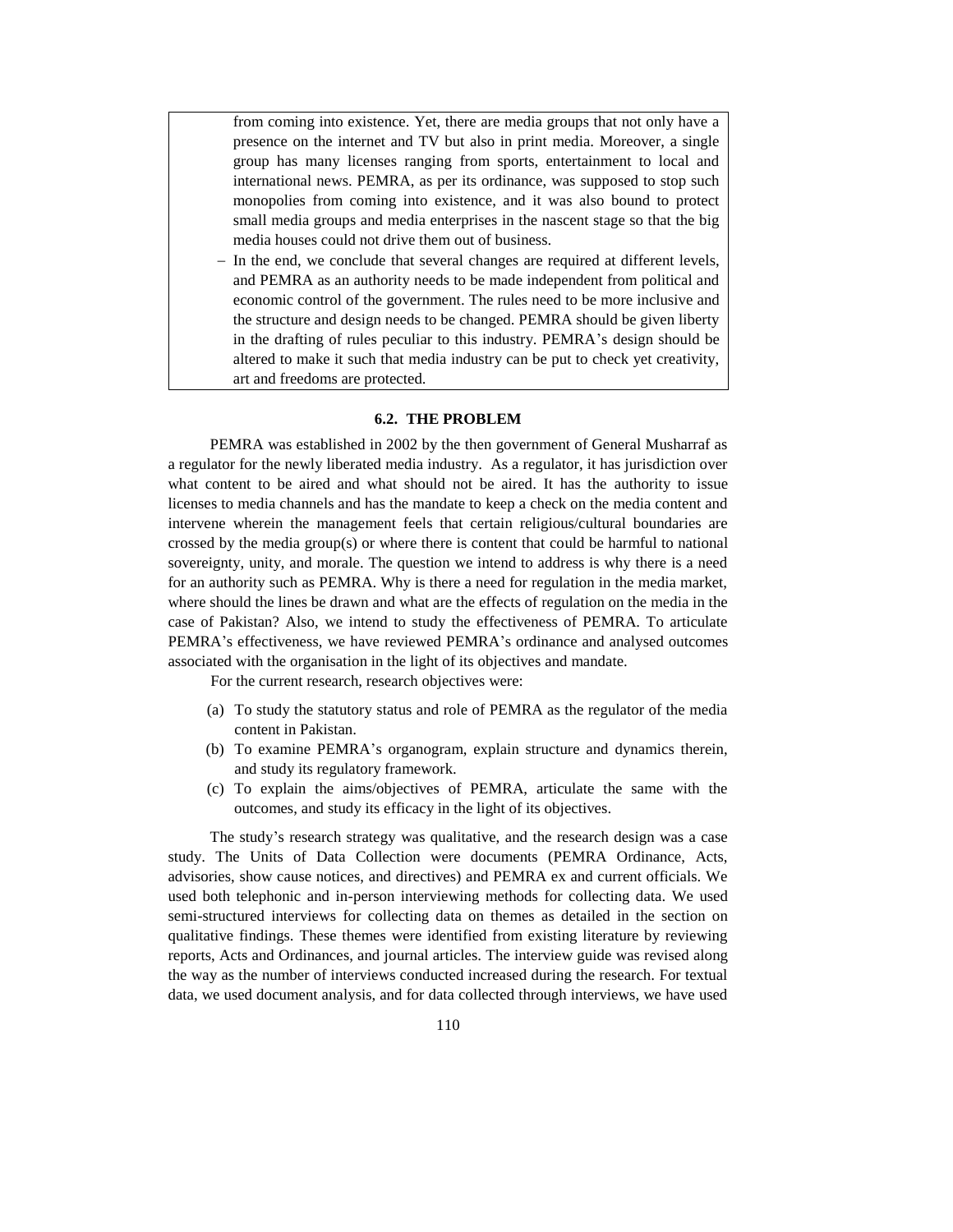from coming into existence. Yet, there are media groups that not only have a presence on the internet and TV but also in print media. Moreover, a single group has many licenses ranging from sports, entertainment to local and international news. PEMRA, as per its ordinance, was supposed to stop such monopolies from coming into existence, and it was also bound to protect small media groups and media enterprises in the nascent stage so that the big media houses could not drive them out of business.

– In the end, we conclude that several changes are required at different levels, and PEMRA as an authority needs to be made independent from political and economic control of the government. The rules need to be more inclusive and the structure and design needs to be changed. PEMRA should be given liberty in the drafting of rules peculiar to this industry. PEMRA's design should be altered to make it such that media industry can be put to check yet creativity, art and freedoms are protected.

## 6.2. THE PROBLEM

PEMRA was established in 2002 by the then government of General Musharraf as a regulator for the newly liberated media industry. As a regulator, it has jurisdiction over what content to be aired and what should not be aired. It has the authority to issue licenses to media channels and has the mandate to keep a check on the media content and intervene wherein the management feels that certain religious/cultural boundaries are crossed by the media group(s) or where there is content that could be harmful to national sovereignty, unity, and morale. The question we intend to address is why there is a need for an authority such as PEMRA. Why is there a need for regulation in the media market, where should the lines be drawn and what are the effects of regulation on the media in the case of Pakistan? Also, we intend to study the effectiveness of PEMRA. To articulate PEMRA's effectiveness, we have reviewed PEMRA's ordinance and analysed outcomes associated with the organisation in the light of its objectives and mandate.

For the current research, research objectives were:

(a) To study the statutory status and role of PEMRA as the regulator of the media content in Pakistan.

(b) To examine PEMRA's organogram, explain structure and dynamics therein, and study its regulatory framework.

(c) To explain the aims/objectives of PEMRA, articulate the same with the outcomes, and study its efficacy in the light of its objectives.

The study's research strategy was qualitative, and the research design was a case study. The Units of Data Collection were documents (PEMRA Ordinance, Acts, advisories, show cause notices, and directives) and PEMRA ex and current officials. We used both telephonic and in-person interviewing methods for collecting data. We used semi-structured interviews for collecting data on themes as detailed in the section on qualitative findings. These themes were identified from existing literature by reviewing reports, Acts and Ordinances, and journal articles. The interview guide was revised along the way as the number of interviews conducted increased during the research. For textual data, we used document analysis, and for data collected through interviews, we have used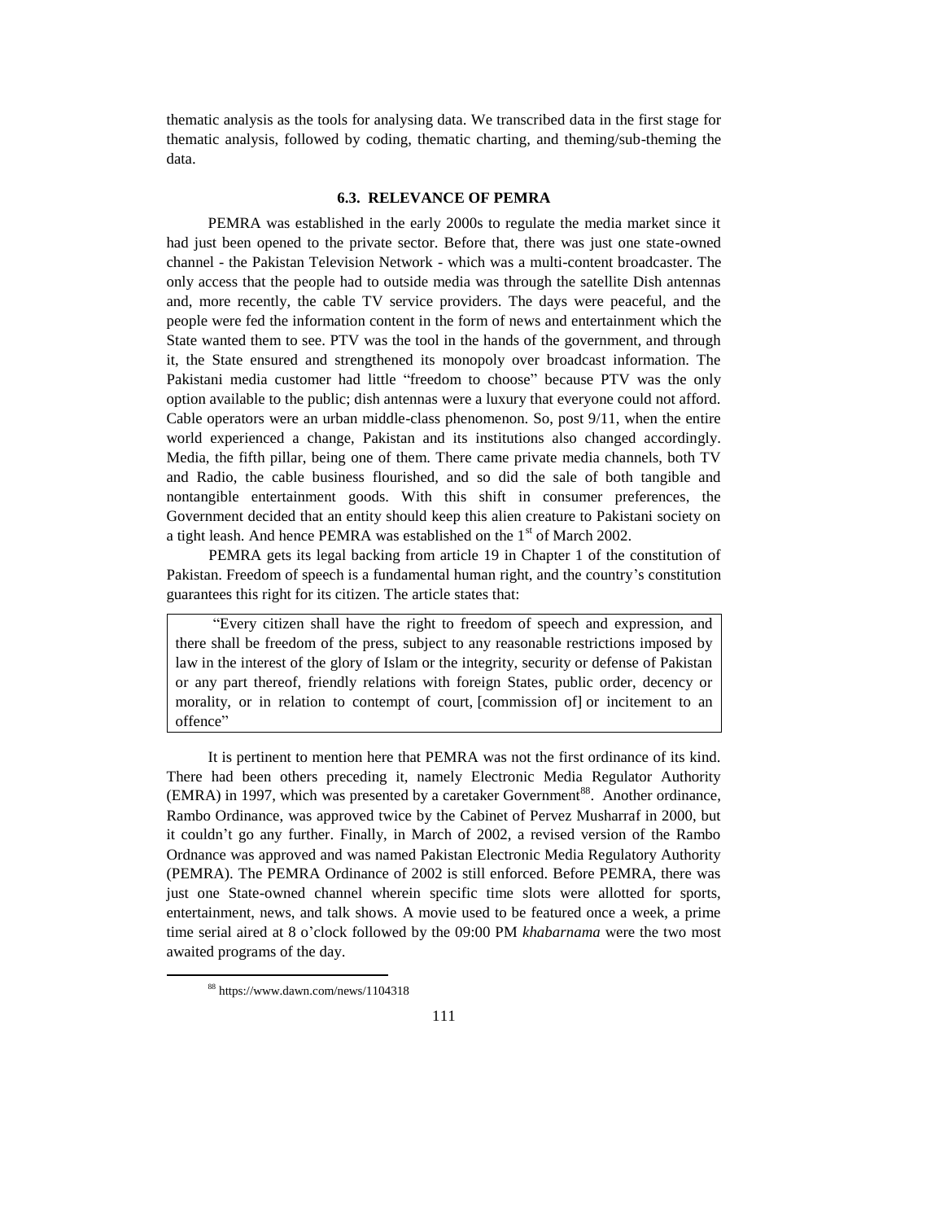thematic analysis as the tools for analysing data. We transcribed data in the first stage for thematic analysis, followed by coding, thematic charting, and theming/sub-theming the data.

### 6.3. RELEVANCE OF PEMRA

PEMRA was established in the early 2000s to regulate the media market since it had just been opened to the private sector. Before that, there was just one state-owned channel - the Pakistan Television Network - which was a multi-content broadcaster. The only access that the people had to outside media was through the satellite Dish antennas and, more recently, the cable TV service providers. The days were peaceful, and the people were fed the information content in the form of news and entertainment which the State wanted them to see. PTV was the tool in the hands of the government, and through it, the State ensured and strengthened its monopoly over broadcast information. The Pakistani media customer had little "freedom to choose" because PTV was the only option available to the public; dish antennas were a luxury that everyone could not afford. Cable operators were an urban middle-class phenomenon. So, post 9/11, when the entire world experienced a change, Pakistan and its institutions also changed accordingly. Media, the fifth pillar, being one of them. There came private media channels, both TV and Radio, the cable business flourished, and so did the sale of both tangible and nontangible entertainment goods. With this shift in consumer preferences, the Government decided that an entity should keep this alien creature to Pakistani society on a tight leash. And hence PEMRA was established on the 1st of March 2002.

PEMRA gets its legal backing from article 19 in Chapter 1 of the constitution of Pakistan. Freedom of speech is a fundamental human right, and the country's constitution guarantees this right for its citizen. The article states that:

> "Every citizen shall have the right to freedom of speech and expression, and there shall be freedom of the press, subject to any reasonable restrictions imposed by law in the interest of the glory of Islam or the integrity, security or defense of Pakistan or any part thereof, friendly relations with foreign States, public order, decency or morality, or in relation to contempt of court, [commission of] or incitement to an offence"

It is pertinent to mention here that PEMRA was not the first ordinance of its kind. There had been others preceding it, namely Electronic Media Regulator Authority (EMRA) in 1997, which was presented by a caretaker Government[88]. Another ordinance, Rambo Ordinance, was approved twice by the Cabinet of Pervez Musharraf in 2000, but it couldn't go any further. Finally, in March of 2002, a revised version of the Rambo Ordnance was approved and was named Pakistan Electronic Media Regulatory Authority (PEMRA). The PEMRA Ordinance of 2002 is still enforced. Before PEMRA, there was just one State-owned channel wherein specific time slots were allotted for sports, entertainment, news, and talk shows. A movie used to be featured once a week, a prime time serial aired at 8 o'clock followed by the 09:00 PM *khabarnama* were the two most awaited programs of the day.

[88] https://www.dawn.com/news/1104318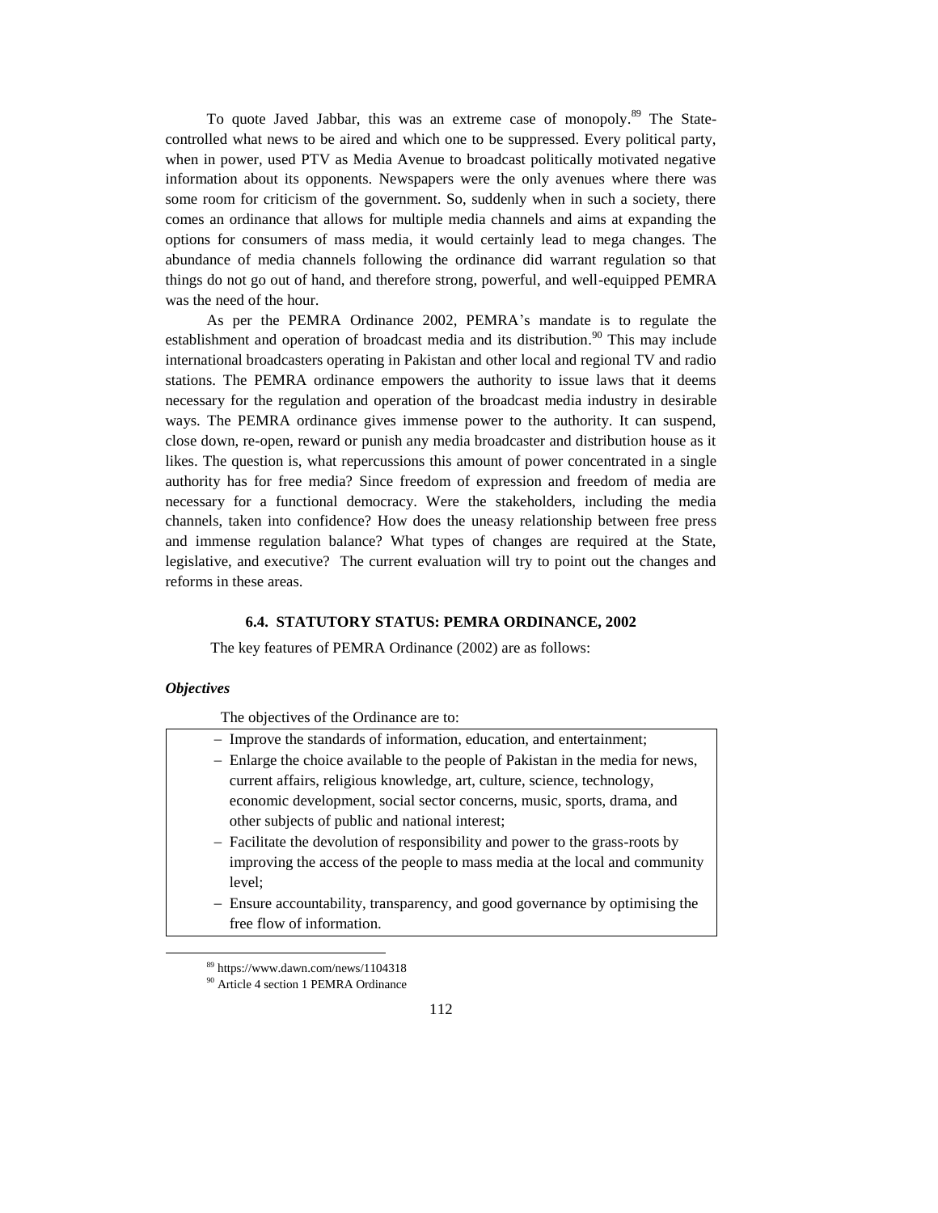To quote Javed Jabbar, this was an extreme case of monopoly.[89] The State-controlled what news to be aired and which one to be suppressed. Every political party, when in power, used PTV as Media Avenue to broadcast politically motivated negative information about its opponents. Newspapers were the only avenues where there was some room for criticism of the government. So, suddenly when in such a society, there comes an ordinance that allows for multiple media channels and aims at expanding the options for consumers of mass media, it would certainly lead to mega changes. The abundance of media channels following the ordinance did warrant regulation so that things do not go out of hand, and therefore strong, powerful, and well-equipped PEMRA was the need of the hour.

As per the PEMRA Ordinance 2002, PEMRA's mandate is to regulate the establishment and operation of broadcast media and its distribution.[90] This may include international broadcasters operating in Pakistan and other local and regional TV and radio stations. The PEMRA ordinance empowers the authority to issue laws that it deems necessary for the regulation and operation of the broadcast media industry in desirable ways. The PEMRA ordinance gives immense power to the authority. It can suspend, close down, re-open, reward or punish any media broadcaster and distribution house as it likes. The question is, what repercussions this amount of power concentrated in a single authority has for free media? Since freedom of expression and freedom of media are necessary for a functional democracy. Were the stakeholders, including the media channels, taken into confidence? How does the uneasy relationship between free press and immense regulation balance? What types of changes are required at the State, legislative, and executive? The current evaluation will try to point out the changes and reforms in these areas.

### 6.4. STATUTORY STATUS: PEMRA ORDINANCE, 2002

The key features of PEMRA Ordinance (2002) are as follows:

***Objectives***

The objectives of the Ordinance are to:

- Improve the standards of information, education, and entertainment;
- Enlarge the choice available to the people of Pakistan in the media for news, current affairs, religious knowledge, art, culture, science, technology, economic development, social sector concerns, music, sports, drama, and other subjects of public and national interest;
- Facilitate the devolution of responsibility and power to the grass-roots by improving the access of the people to mass media at the local and community level;
- Ensure accountability, transparency, and good governance by optimising the free flow of information.

---

[89] https://www.dawn.com/news/1104318

[90] Article 4 section 1 PEMRA Ordinance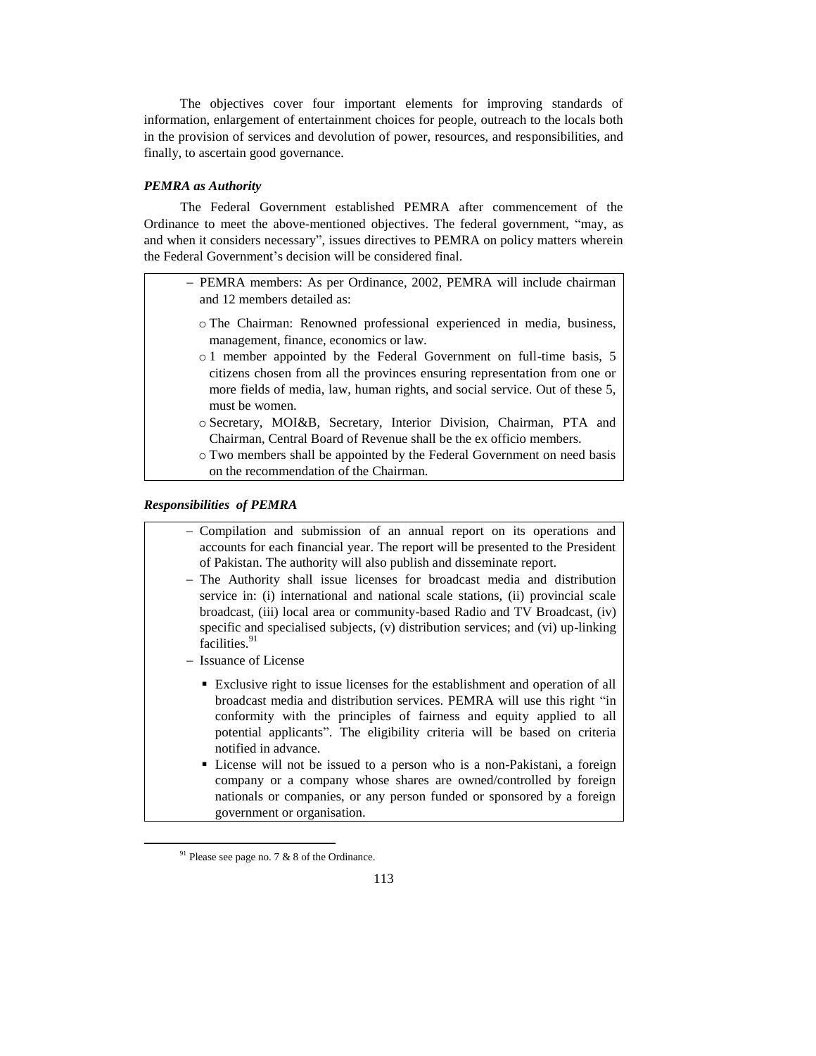The objectives cover four important elements for improving standards of information, enlargement of entertainment choices for people, outreach to the locals both in the provision of services and devolution of power, resources, and responsibilities, and finally, to ascertain good governance.

***PEMRA as Authority***

The Federal Government established PEMRA after commencement of the Ordinance to meet the above-mentioned objectives. The federal government, "may, as and when it considers necessary", issues directives to PEMRA on policy matters wherein the Federal Government's decision will be considered final.

- PEMRA members: As per Ordinance, 2002, PEMRA will include chairman and 12 members detailed as:
  - The Chairman: Renowned professional experienced in media, business, management, finance, economics or law.
  - 1 member appointed by the Federal Government on full-time basis, 5 citizens chosen from all the provinces ensuring representation from one or more fields of media, law, human rights, and social service. Out of these 5, must be women.
  - Secretary, MOI&B, Secretary, Interior Division, Chairman, PTA and Chairman, Central Board of Revenue shall be the ex officio members.
  - Two members shall be appointed by the Federal Government on need basis on the recommendation of the Chairman.

***Responsibilities of PEMRA***

- Compilation and submission of an annual report on its operations and accounts for each financial year. The report will be presented to the President of Pakistan. The authority will also publish and disseminate report.
- The Authority shall issue licenses for broadcast media and distribution service in: (i) international and national scale stations, (ii) provincial scale broadcast, (iii) local area or community-based Radio and TV Broadcast, (iv) specific and specialised subjects, (v) distribution services; and (vi) up-linking facilities.[91]
- Issuance of License
  - Exclusive right to issue licenses for the establishment and operation of all broadcast media and distribution services. PEMRA will use this right "in conformity with the principles of fairness and equity applied to all potential applicants". The eligibility criteria will be based on criteria notified in advance.
  - License will not be issued to a person who is a non-Pakistani, a foreign company or a company whose shares are owned/controlled by foreign nationals or companies, or any person funded or sponsored by a foreign government or organisation.

[91] Please see page no. 7 & 8 of the Ordinance.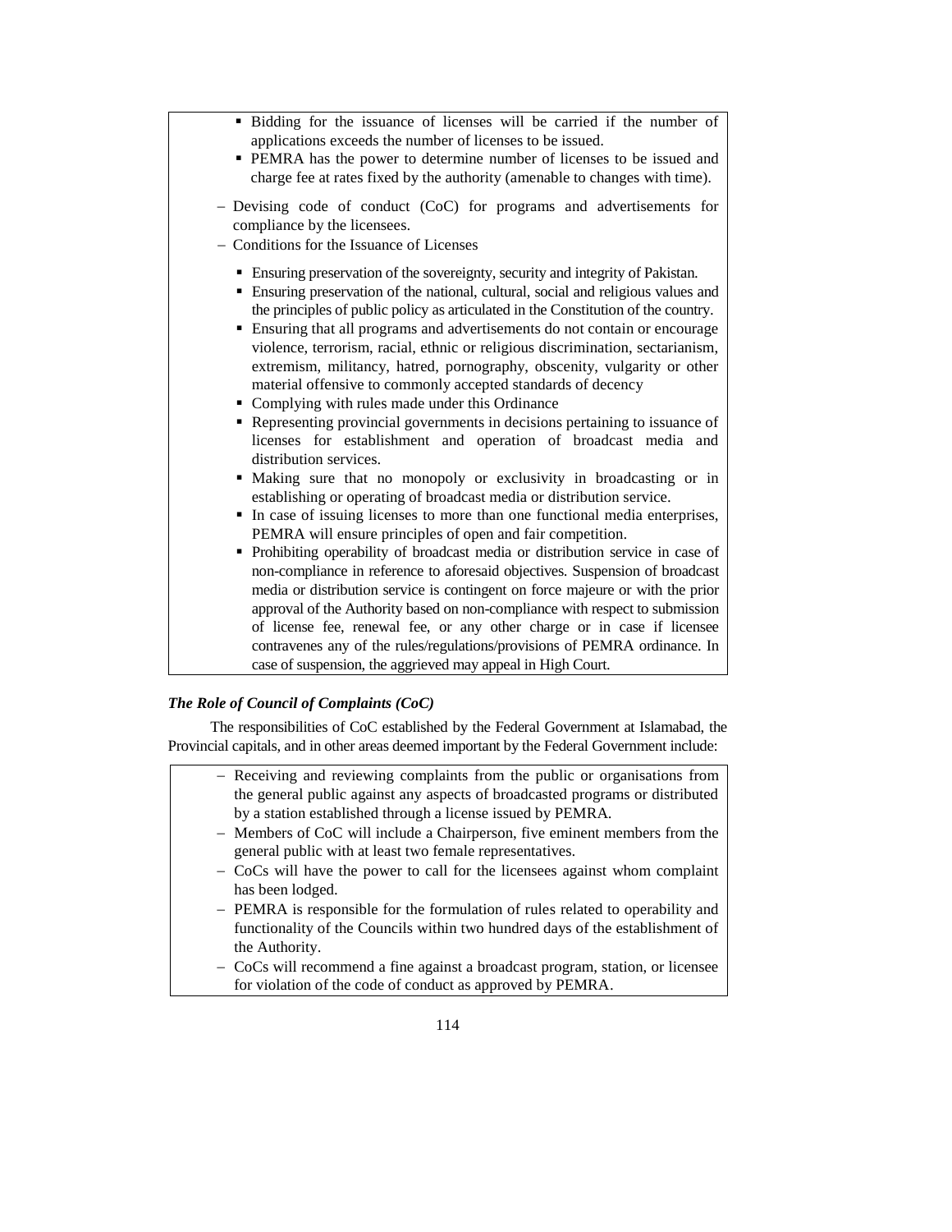- Bidding for the issuance of licenses will be carried if the number of applications exceeds the number of licenses to be issued.
- PEMRA has the power to determine number of licenses to be issued and charge fee at rates fixed by the authority (amenable to changes with time).

– Devising code of conduct (CoC) for programs and advertisements for compliance by the licensees.
– Conditions for the Issuance of Licenses

  - Ensuring preservation of the sovereignty, security and integrity of Pakistan.
  - Ensuring preservation of the national, cultural, social and religious values and the principles of public policy as articulated in the Constitution of the country.
  - Ensuring that all programs and advertisements do not contain or encourage violence, terrorism, racial, ethnic or religious discrimination, sectarianism, extremism, militancy, hatred, pornography, obscenity, vulgarity or other material offensive to commonly accepted standards of decency
  - Complying with rules made under this Ordinance
  - Representing provincial governments in decisions pertaining to issuance of licenses for establishment and operation of broadcast media and distribution services.
  - Making sure that no monopoly or exclusivity in broadcasting or in establishing or operating of broadcast media or distribution service.
  - In case of issuing licenses to more than one functional media enterprises, PEMRA will ensure principles of open and fair competition.
  - Prohibiting operability of broadcast media or distribution service in case of non-compliance in reference to aforesaid objectives. Suspension of broadcast media or distribution service is contingent on force majeure or with the prior approval of the Authority based on non-compliance with respect to submission of license fee, renewal fee, or any other charge or in case if licensee contravenes any of the rules/regulations/provisions of PEMRA ordinance. In case of suspension, the aggrieved may appeal in High Court.

***The Role of Council of Complaints (CoC)***

The responsibilities of CoC established by the Federal Government at Islamabad, the Provincial capitals, and in other areas deemed important by the Federal Government include:

– Receiving and reviewing complaints from the public or organisations from the general public against any aspects of broadcasted programs or distributed by a station established through a license issued by PEMRA.
– Members of CoC will include a Chairperson, five eminent members from the general public with at least two female representatives.
– CoCs will have the power to call for the licensees against whom complaint has been lodged.
– PEMRA is responsible for the formulation of rules related to operability and functionality of the Councils within two hundred days of the establishment of the Authority.
– CoCs will recommend a fine against a broadcast program, station, or licensee for violation of the code of conduct as approved by PEMRA.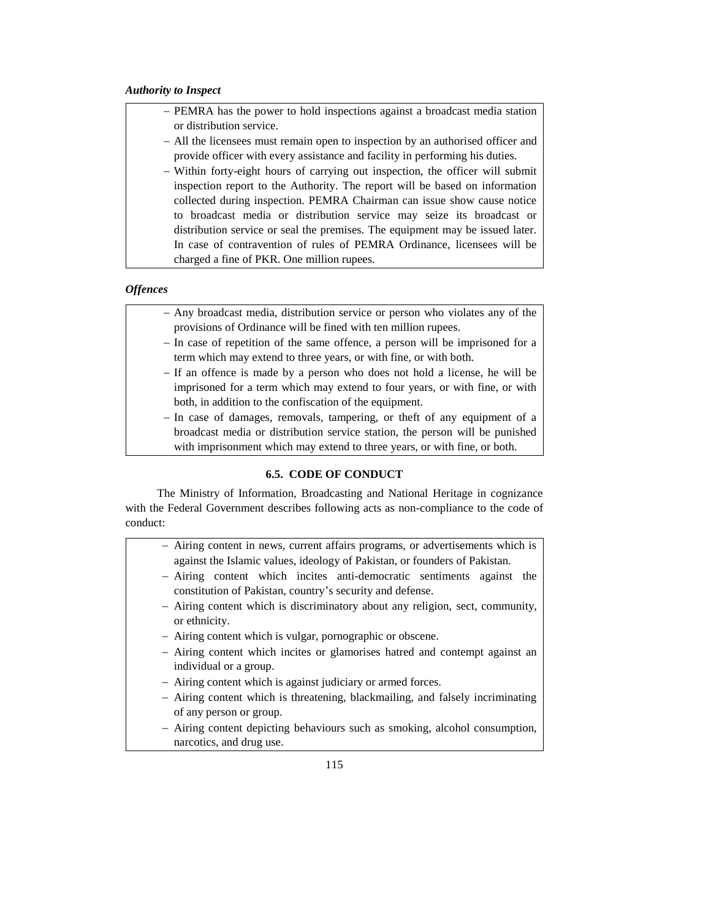***Authority to Inspect***

- PEMRA has the power to hold inspections against a broadcast media station or distribution service.
- All the licensees must remain open to inspection by an authorised officer and provide officer with every assistance and facility in performing his duties.
- Within forty-eight hours of carrying out inspection, the officer will submit inspection report to the Authority. The report will be based on information collected during inspection. PEMRA Chairman can issue show cause notice to broadcast media or distribution service may seize its broadcast or distribution service or seal the premises. The equipment may be issued later. In case of contravention of rules of PEMRA Ordinance, licensees will be charged a fine of PKR. One million rupees.

***Offences***

- Any broadcast media, distribution service or person who violates any of the provisions of Ordinance will be fined with ten million rupees.
- In case of repetition of the same offence, a person will be imprisoned for a term which may extend to three years, or with fine, or with both.
- If an offence is made by a person who does not hold a license, he will be imprisoned for a term which may extend to four years, or with fine, or with both, in addition to the confiscation of the equipment.
- In case of damages, removals, tampering, or theft of any equipment of a broadcast media or distribution service station, the person will be punished with imprisonment which may extend to three years, or with fine, or both.

## 6.5. CODE OF CONDUCT

The Ministry of Information, Broadcasting and National Heritage in cognizance with the Federal Government describes following acts as non-compliance to the code of conduct:

- Airing content in news, current affairs programs, or advertisements which is against the Islamic values, ideology of Pakistan, or founders of Pakistan.
- Airing content which incites anti-democratic sentiments against the constitution of Pakistan, country's security and defense.
- Airing content which is discriminatory about any religion, sect, community, or ethnicity.
- Airing content which is vulgar, pornographic or obscene.
- Airing content which incites or glamorises hatred and contempt against an individual or a group.
- Airing content which is against judiciary or armed forces.
- Airing content which is threatening, blackmailing, and falsely incriminating of any person or group.
- Airing content depicting behaviours such as smoking, alcohol consumption, narcotics, and drug use.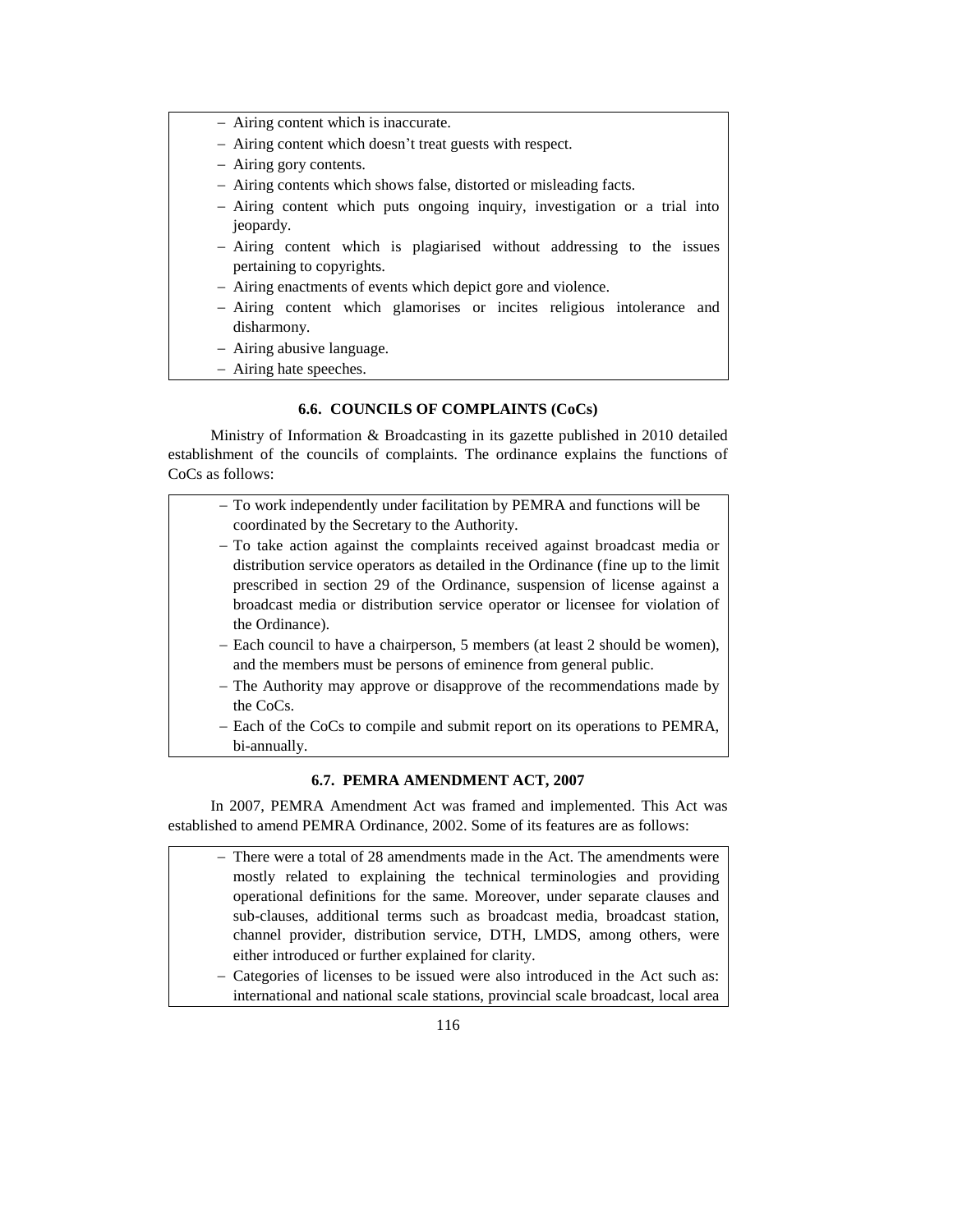- Airing content which is inaccurate.
- Airing content which doesn't treat guests with respect.
- Airing gory contents.
- Airing contents which shows false, distorted or misleading facts.
- Airing content which puts ongoing inquiry, investigation or a trial into jeopardy.
- Airing content which is plagiarised without addressing to the issues pertaining to copyrights.
- Airing enactments of events which depict gore and violence.
- Airing content which glamorises or incites religious intolerance and disharmony.
- Airing abusive language.
- Airing hate speeches.

### 6.6. COUNCILS OF COMPLAINTS (CoCs)

Ministry of Information & Broadcasting in its gazette published in 2010 detailed establishment of the councils of complaints. The ordinance explains the functions of CoCs as follows:

- To work independently under facilitation by PEMRA and functions will be coordinated by the Secretary to the Authority.
- To take action against the complaints received against broadcast media or distribution service operators as detailed in the Ordinance (fine up to the limit prescribed in section 29 of the Ordinance, suspension of license against a broadcast media or distribution service operator or licensee for violation of the Ordinance).
- Each council to have a chairperson, 5 members (at least 2 should be women), and the members must be persons of eminence from general public.
- The Authority may approve or disapprove of the recommendations made by the CoCs.
- Each of the CoCs to compile and submit report on its operations to PEMRA, bi-annually.

### 6.7. PEMRA AMENDMENT ACT, 2007

In 2007, PEMRA Amendment Act was framed and implemented. This Act was established to amend PEMRA Ordinance, 2002. Some of its features are as follows:

- There were a total of 28 amendments made in the Act. The amendments were mostly related to explaining the technical terminologies and providing operational definitions for the same. Moreover, under separate clauses and sub-clauses, additional terms such as broadcast media, broadcast station, channel provider, distribution service, DTH, LMDS, among others, were either introduced or further explained for clarity.
- Categories of licenses to be issued were also introduced in the Act such as: international and national scale stations, provincial scale broadcast, local area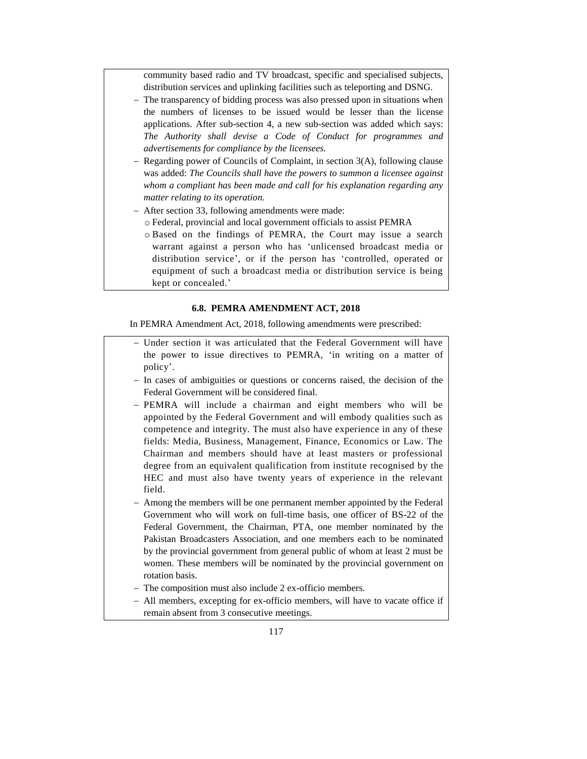community based radio and TV broadcast, specific and specialised subjects, distribution services and uplinking facilities such as teleporting and DSNG.

- The transparency of bidding process was also pressed upon in situations when the numbers of licenses to be issued would be lesser than the license applications. After sub-section 4, a new sub-section was added which says: *The Authority shall devise a Code of Conduct for programmes and advertisements for compliance by the licensees.*
- Regarding power of Councils of Complaint, in section 3(A), following clause was added: *The Councils shall have the powers to summon a licensee against whom a compliant has been made and call for his explanation regarding any matter relating to its operation.*
- After section 33, following amendments were made:
  - Federal, provincial and local government officials to assist PEMRA
  - Based on the findings of PEMRA, the Court may issue a search warrant against a person who has 'unlicensed broadcast media or distribution service', or if the person has 'controlled, operated or equipment of such a broadcast media or distribution service is being kept or concealed.'

### 6.8. PEMRA AMENDMENT ACT, 2018

In PEMRA Amendment Act, 2018, following amendments were prescribed:

- Under section it was articulated that the Federal Government will have the power to issue directives to PEMRA, 'in writing on a matter of policy'.
- In cases of ambiguities or questions or concerns raised, the decision of the Federal Government will be considered final.
- PEMRA will include a chairman and eight members who will be appointed by the Federal Government and will embody qualities such as competence and integrity. The must also have experience in any of these fields: Media, Business, Management, Finance, Economics or Law. The Chairman and members should have at least masters or professional degree from an equivalent qualification from institute recognised by the HEC and must also have twenty years of experience in the relevant field.
- Among the members will be one permanent member appointed by the Federal Government who will work on full-time basis, one officer of BS-22 of the Federal Government, the Chairman, PTA, one member nominated by the Pakistan Broadcasters Association, and one members each to be nominated by the provincial government from general public of whom at least 2 must be women. These members will be nominated by the provincial government on rotation basis.
- The composition must also include 2 ex-officio members.
- All members, excepting for ex-officio members, will have to vacate office if remain absent from 3 consecutive meetings.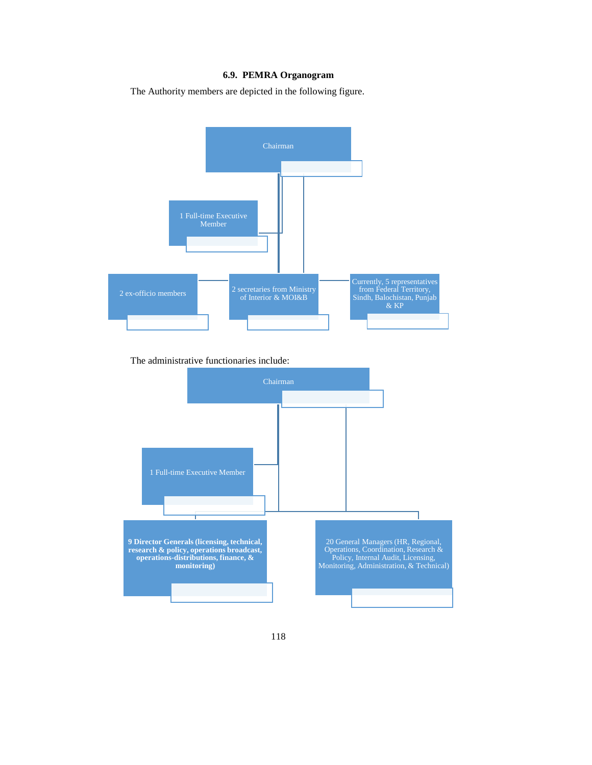### 6.9. PEMRA Organogram

The Authority members are depicted in the following figure.

- Chairman
  - 1 Full-time Executive Member
  - 2 ex-officio members
  - 2 secretaries from Ministry of Interior & MOI&B
  - Currently, 5 representatives from Federal Territory, Sindh, Balochistan, Punjab & KP

The administrative functionaries include:

- Chairman
  - 1 Full-time Executive Member
  - **9 Director Generals (licensing, technical, research & policy, operations broadcast, operations-distributions, finance, & monitoring)**
  - 20 General Managers (HR, Regional, Operations, Coordination, Research & Policy, Internal Audit, Licensing, Monitoring, Administration, & Technical)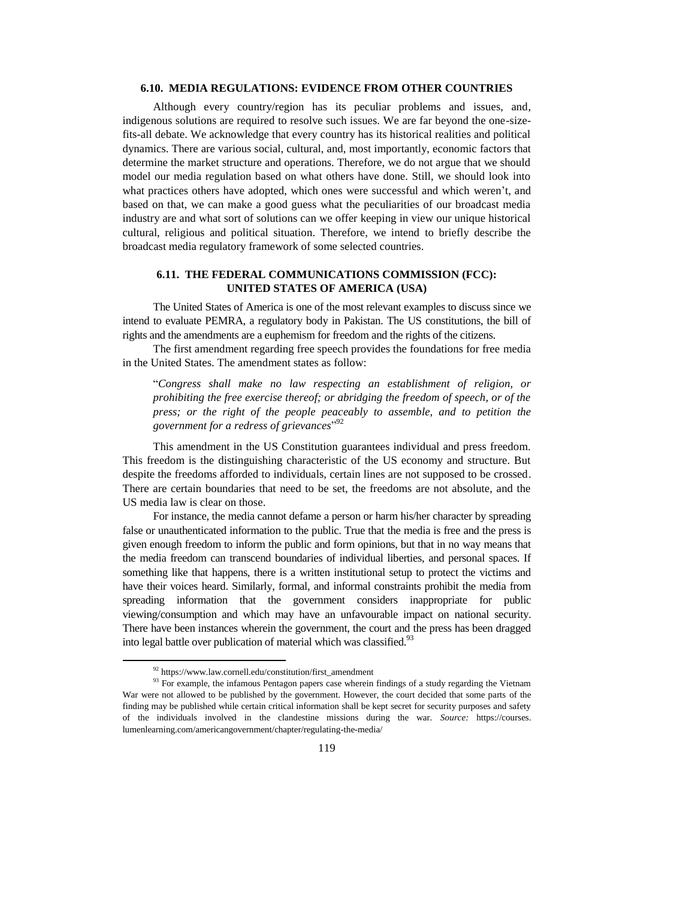### 6.10. MEDIA REGULATIONS: EVIDENCE FROM OTHER COUNTRIES

Although every country/region has its peculiar problems and issues, and, indigenous solutions are required to resolve such issues. We are far beyond the one-size-fits-all debate. We acknowledge that every country has its historical realities and political dynamics. There are various social, cultural, and, most importantly, economic factors that determine the market structure and operations. Therefore, we do not argue that we should model our media regulation based on what others have done. Still, we should look into what practices others have adopted, which ones were successful and which weren't, and based on that, we can make a good guess what the peculiarities of our broadcast media industry are and what sort of solutions can we offer keeping in view our unique historical cultural, religious and political situation. Therefore, we intend to briefly describe the broadcast media regulatory framework of some selected countries.

### 6.11. THE FEDERAL COMMUNICATIONS COMMISSION (FCC): UNITED STATES OF AMERICA (USA)

The United States of America is one of the most relevant examples to discuss since we intend to evaluate PEMRA, a regulatory body in Pakistan. The US constitutions, the bill of rights and the amendments are a euphemism for freedom and the rights of the citizens.

The first amendment regarding free speech provides the foundations for free media in the United States. The amendment states as follow:

> "*Congress shall make no law respecting an establishment of religion, or prohibiting the free exercise thereof; or abridging the freedom of speech, or of the press; or the right of the people peaceably to assemble, and to petition the government for a redress of grievances*"[92]

This amendment in the US Constitution guarantees individual and press freedom. This freedom is the distinguishing characteristic of the US economy and structure. But despite the freedoms afforded to individuals, certain lines are not supposed to be crossed. There are certain boundaries that need to be set, the freedoms are not absolute, and the US media law is clear on those.

For instance, the media cannot defame a person or harm his/her character by spreading false or unauthenticated information to the public. True that the media is free and the press is given enough freedom to inform the public and form opinions, but that in no way means that the media freedom can transcend boundaries of individual liberties, and personal spaces. If something like that happens, there is a written institutional setup to protect the victims and have their voices heard. Similarly, formal, and informal constraints prohibit the media from spreading information that the government considers inappropriate for public viewing/consumption and which may have an unfavourable impact on national security. There have been instances wherein the government, the court and the press has been dragged into legal battle over publication of material which was classified.[93]

---

[92] https://www.law.cornell.edu/constitution/first_amendment

[93] For example, the infamous Pentagon papers case wherein findings of a study regarding the Vietnam War were not allowed to be published by the government. However, the court decided that some parts of the finding may be published while certain critical information shall be kept secret for security purposes and safety of the individuals involved in the clandestine missions during the war. *Source:* https://courses.lumenlearning.com/americangovernment/chapter/regulating-the-media/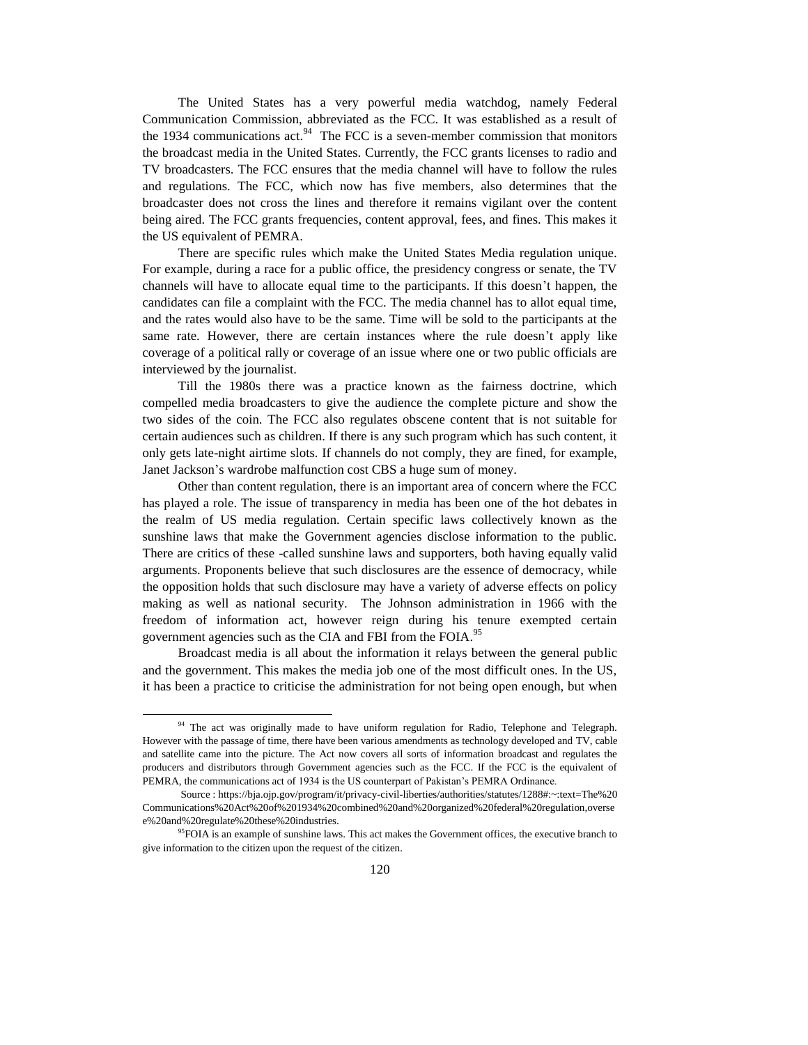The United States has a very powerful media watchdog, namely Federal Communication Commission, abbreviated as the FCC. It was established as a result of the 1934 communications act.[94] The FCC is a seven-member commission that monitors the broadcast media in the United States. Currently, the FCC grants licenses to radio and TV broadcasters. The FCC ensures that the media channel will have to follow the rules and regulations. The FCC, which now has five members, also determines that the broadcaster does not cross the lines and therefore it remains vigilant over the content being aired. The FCC grants frequencies, content approval, fees, and fines. This makes it the US equivalent of PEMRA.

There are specific rules which make the United States Media regulation unique. For example, during a race for a public office, the presidency congress or senate, the TV channels will have to allocate equal time to the participants. If this doesn't happen, the candidates can file a complaint with the FCC. The media channel has to allot equal time, and the rates would also have to be the same. Time will be sold to the participants at the same rate. However, there are certain instances where the rule doesn't apply like coverage of a political rally or coverage of an issue where one or two public officials are interviewed by the journalist.

Till the 1980s there was a practice known as the fairness doctrine, which compelled media broadcasters to give the audience the complete picture and show the two sides of the coin. The FCC also regulates obscene content that is not suitable for certain audiences such as children. If there is any such program which has such content, it only gets late-night airtime slots. If channels do not comply, they are fined, for example, Janet Jackson's wardrobe malfunction cost CBS a huge sum of money.

Other than content regulation, there is an important area of concern where the FCC has played a role. The issue of transparency in media has been one of the hot debates in the realm of US media regulation. Certain specific laws collectively known as the sunshine laws that make the Government agencies disclose information to the public. There are critics of these -called sunshine laws and supporters, both having equally valid arguments. Proponents believe that such disclosures are the essence of democracy, while the opposition holds that such disclosure may have a variety of adverse effects on policy making as well as national security. The Johnson administration in 1966 with the freedom of information act, however reign during his tenure exempted certain government agencies such as the CIA and FBI from the FOIA.[95]

Broadcast media is all about the information it relays between the general public and the government. This makes the media job one of the most difficult ones. In the US, it has been a practice to criticise the administration for not being open enough, but when

---

[94] The act was originally made to have uniform regulation for Radio, Telephone and Telegraph. However with the passage of time, there have been various amendments as technology developed and TV, cable and satellite came into the picture. The Act now covers all sorts of information broadcast and regulates the producers and distributors through Government agencies such as the FCC. If the FCC is the equivalent of PEMRA, the communications act of 1934 is the US counterpart of Pakistan's PEMRA Ordinance.

Source : https://bja.ojp.gov/program/it/privacy-civil-liberties/authorities/statutes/1288#:~:text=The%20Communications%20Act%20of%201934%20combined%20and%20organized%20federal%20regulation,oversee%20and%20regulate%20these%20industries.

[95] FOIA is an example of sunshine laws. This act makes the Government offices, the executive branch to give information to the citizen upon the request of the citizen.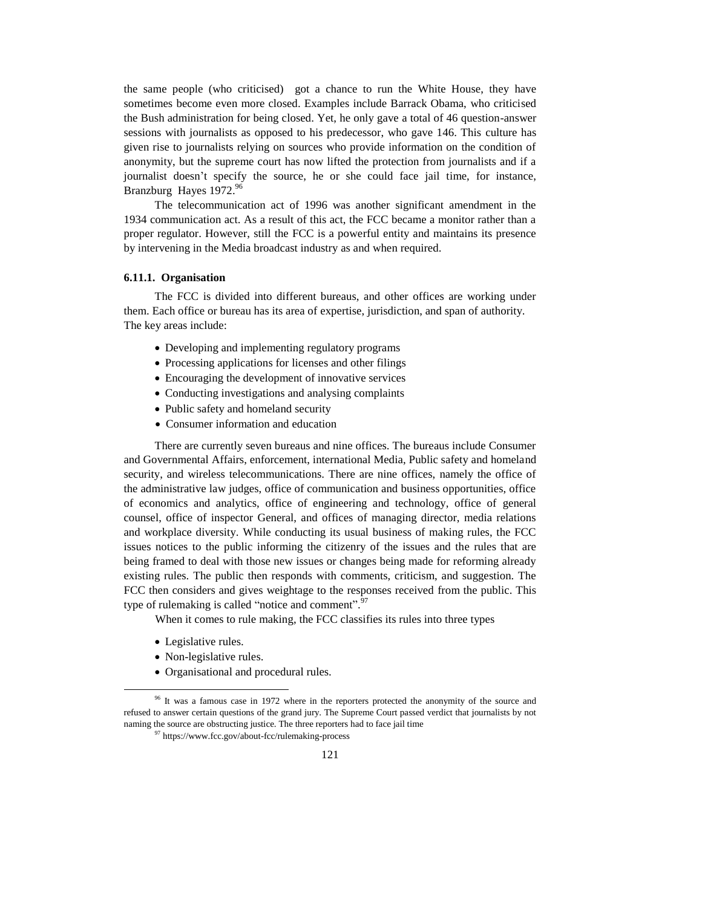the same people (who criticised) got a chance to run the White House, they have sometimes become even more closed. Examples include Barrack Obama, who criticised the Bush administration for being closed. Yet, he only gave a total of 46 question-answer sessions with journalists as opposed to his predecessor, who gave 146. This culture has given rise to journalists relying on sources who provide information on the condition of anonymity, but the supreme court has now lifted the protection from journalists and if a journalist doesn't specify the source, he or she could face jail time, for instance, Branzburg Hayes 1972.[96]

The telecommunication act of 1996 was another significant amendment in the 1934 communication act. As a result of this act, the FCC became a monitor rather than a proper regulator. However, still the FCC is a powerful entity and maintains its presence by intervening in the Media broadcast industry as and when required.

#### 6.11.1. Organisation

The FCC is divided into different bureaus, and other offices are working under them. Each office or bureau has its area of expertise, jurisdiction, and span of authority. The key areas include:

- Developing and implementing regulatory programs
- Processing applications for licenses and other filings
- Encouraging the development of innovative services
- Conducting investigations and analysing complaints
- Public safety and homeland security
- Consumer information and education

There are currently seven bureaus and nine offices. The bureaus include Consumer and Governmental Affairs, enforcement, international Media, Public safety and homeland security, and wireless telecommunications. There are nine offices, namely the office of the administrative law judges, office of communication and business opportunities, office of economics and analytics, office of engineering and technology, office of general counsel, office of inspector General, and offices of managing director, media relations and workplace diversity. While conducting its usual business of making rules, the FCC issues notices to the public informing the citizenry of the issues and the rules that are being framed to deal with those new issues or changes being made for reforming already existing rules. The public then responds with comments, criticism, and suggestion. The FCC then considers and gives weightage to the responses received from the public. This type of rulemaking is called "notice and comment".[97]

When it comes to rule making, the FCC classifies its rules into three types

- Legislative rules.
- Non-legislative rules.
- Organisational and procedural rules.

---

[96] It was a famous case in 1972 where in the reporters protected the anonymity of the source and refused to answer certain questions of the grand jury. The Supreme Court passed verdict that journalists by not naming the source are obstructing justice. The three reporters had to face jail time

[97] https://www.fcc.gov/about-fcc/rulemaking-process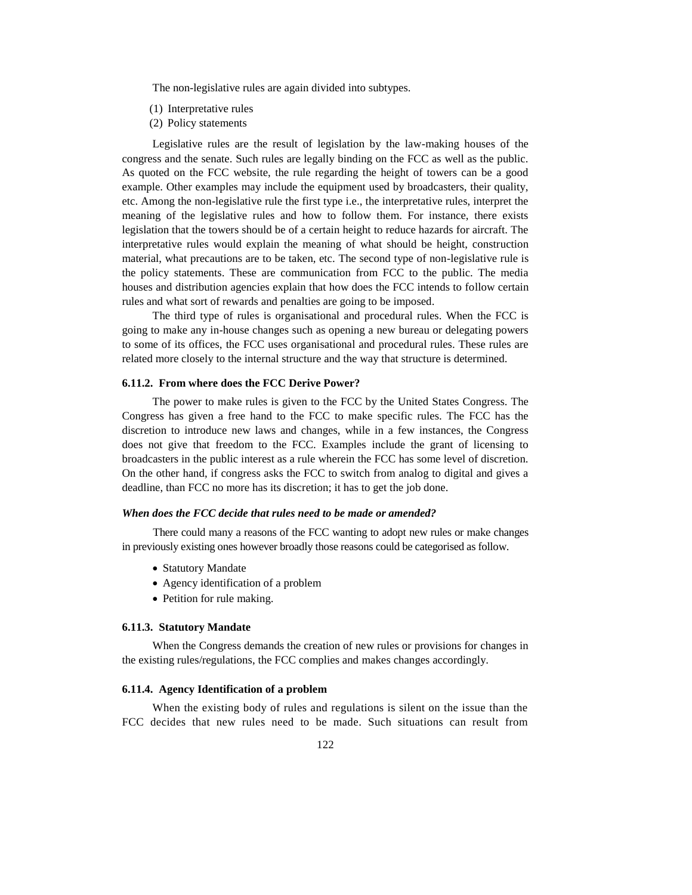The non-legislative rules are again divided into subtypes.

(1) Interpretative rules
(2) Policy statements

Legislative rules are the result of legislation by the law-making houses of the congress and the senate. Such rules are legally binding on the FCC as well as the public. As quoted on the FCC website, the rule regarding the height of towers can be a good example. Other examples may include the equipment used by broadcasters, their quality, etc. Among the non-legislative rule the first type i.e., the interpretative rules, interpret the meaning of the legislative rules and how to follow them. For instance, there exists legislation that the towers should be of a certain height to reduce hazards for aircraft. The interpretative rules would explain the meaning of what should be height, construction material, what precautions are to be taken, etc. The second type of non-legislative rule is the policy statements. These are communication from FCC to the public. The media houses and distribution agencies explain that how does the FCC intends to follow certain rules and what sort of rewards and penalties are going to be imposed.

The third type of rules is organisational and procedural rules. When the FCC is going to make any in-house changes such as opening a new bureau or delegating powers to some of its offices, the FCC uses organisational and procedural rules. These rules are related more closely to the internal structure and the way that structure is determined.

### 6.11.2. From where does the FCC Derive Power?

The power to make rules is given to the FCC by the United States Congress. The Congress has given a free hand to the FCC to make specific rules. The FCC has the discretion to introduce new laws and changes, while in a few instances, the Congress does not give that freedom to the FCC. Examples include the grant of licensing to broadcasters in the public interest as a rule wherein the FCC has some level of discretion. On the other hand, if congress asks the FCC to switch from analog to digital and gives a deadline, than FCC no more has its discretion; it has to get the job done.

***When does the FCC decide that rules need to be made or amended?***

There could many a reasons of the FCC wanting to adopt new rules or make changes in previously existing ones however broadly those reasons could be categorised as follow.

- Statutory Mandate
- Agency identification of a problem
- Petition for rule making.

### 6.11.3. Statutory Mandate

When the Congress demands the creation of new rules or provisions for changes in the existing rules/regulations, the FCC complies and makes changes accordingly.

### 6.11.4. Agency Identification of a problem

When the existing body of rules and regulations is silent on the issue than the FCC decides that new rules need to be made. Such situations can result from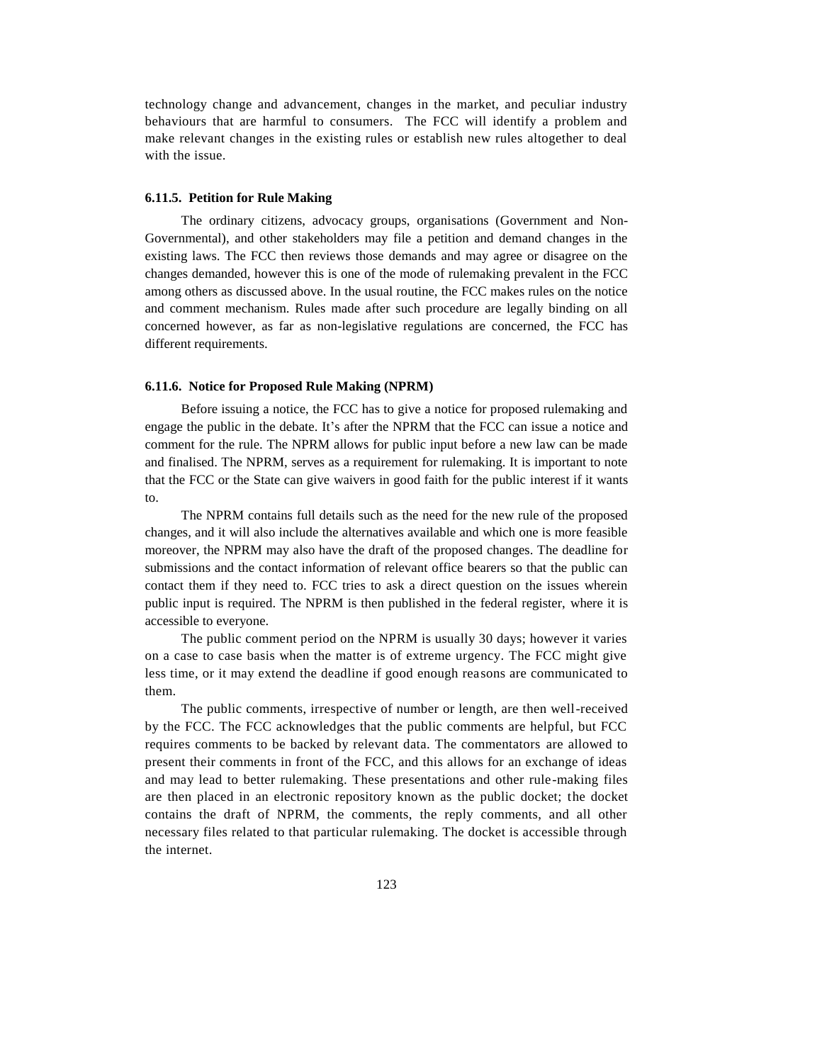technology change and advancement, changes in the market, and peculiar industry behaviours that are harmful to consumers. The FCC will identify a problem and make relevant changes in the existing rules or establish new rules altogether to deal with the issue.

#### 6.11.5. Petition for Rule Making

The ordinary citizens, advocacy groups, organisations (Government and Non-Governmental), and other stakeholders may file a petition and demand changes in the existing laws. The FCC then reviews those demands and may agree or disagree on the changes demanded, however this is one of the mode of rulemaking prevalent in the FCC among others as discussed above. In the usual routine, the FCC makes rules on the notice and comment mechanism. Rules made after such procedure are legally binding on all concerned however, as far as non-legislative regulations are concerned, the FCC has different requirements.

#### 6.11.6. Notice for Proposed Rule Making (NPRM)

Before issuing a notice, the FCC has to give a notice for proposed rulemaking and engage the public in the debate. It's after the NPRM that the FCC can issue a notice and comment for the rule. The NPRM allows for public input before a new law can be made and finalised. The NPRM, serves as a requirement for rulemaking. It is important to note that the FCC or the State can give waivers in good faith for the public interest if it wants to.

The NPRM contains full details such as the need for the new rule of the proposed changes, and it will also include the alternatives available and which one is more feasible moreover, the NPRM may also have the draft of the proposed changes. The deadline for submissions and the contact information of relevant office bearers so that the public can contact them if they need to. FCC tries to ask a direct question on the issues wherein public input is required. The NPRM is then published in the federal register, where it is accessible to everyone.

The public comment period on the NPRM is usually 30 days; however it varies on a case to case basis when the matter is of extreme urgency. The FCC might give less time, or it may extend the deadline if good enough reasons are communicated to them.

The public comments, irrespective of number or length, are then well-received by the FCC. The FCC acknowledges that the public comments are helpful, but FCC requires comments to be backed by relevant data. The commentators are allowed to present their comments in front of the FCC, and this allows for an exchange of ideas and may lead to better rulemaking. These presentations and other rule-making files are then placed in an electronic repository known as the public docket; the docket contains the draft of NPRM, the comments, the reply comments, and all other necessary files related to that particular rulemaking. The docket is accessible through the internet.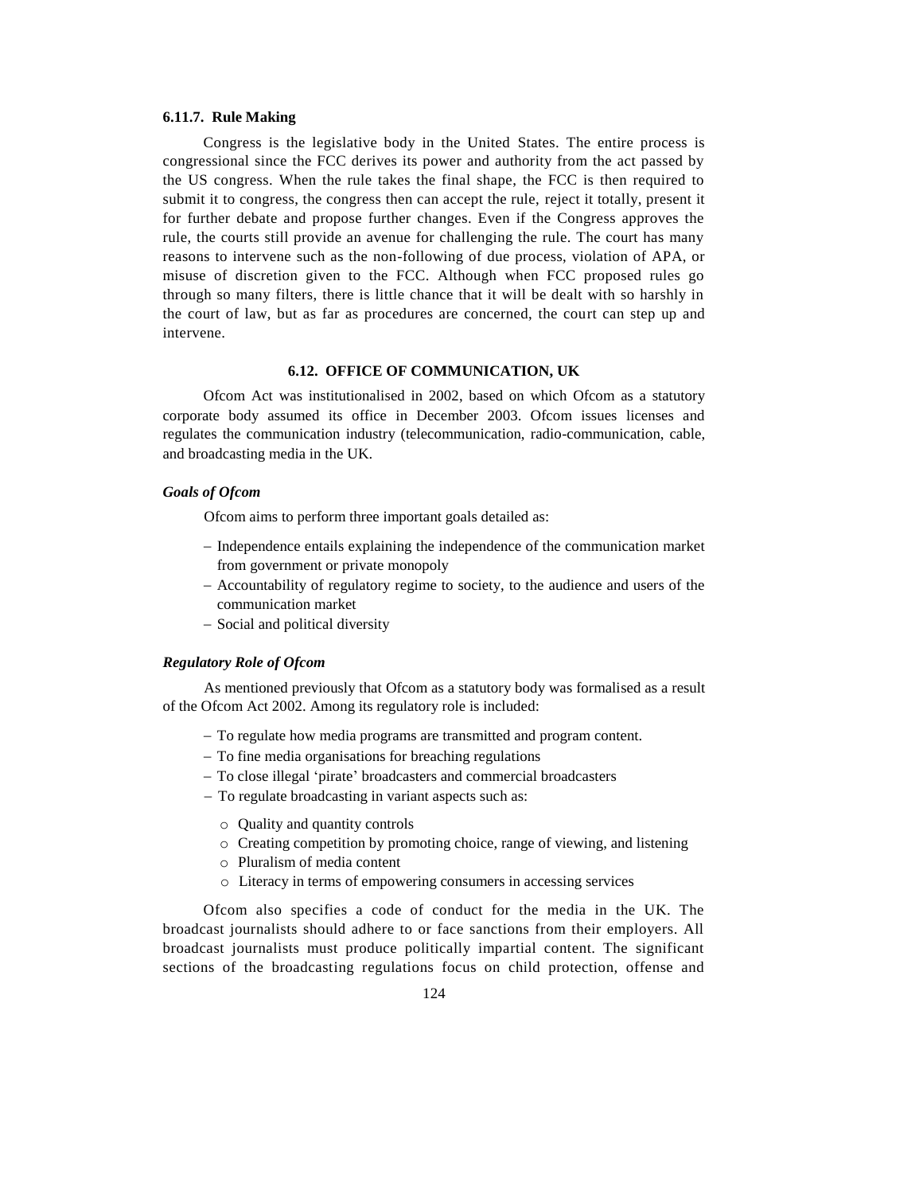#### 6.11.7. Rule Making

Congress is the legislative body in the United States. The entire process is congressional since the FCC derives its power and authority from the act passed by the US congress. When the rule takes the final shape, the FCC is then required to submit it to congress, the congress then can accept the rule, reject it totally, present it for further debate and propose further changes. Even if the Congress approves the rule, the courts still provide an avenue for challenging the rule. The court has many reasons to intervene such as the non-following of due process, violation of APA, or misuse of discretion given to the FCC. Although when FCC proposed rules go through so many filters, there is little chance that it will be dealt with so harshly in the court of law, but as far as procedures are concerned, the court can step up and intervene.

### 6.12. OFFICE OF COMMUNICATION, UK

Ofcom Act was institutionalised in 2002, based on which Ofcom as a statutory corporate body assumed its office in December 2003. Ofcom issues licenses and regulates the communication industry (telecommunication, radio-communication, cable, and broadcasting media in the UK.

***Goals of Ofcom***

Ofcom aims to perform three important goals detailed as:

- Independence entails explaining the independence of the communication market from government or private monopoly
- Accountability of regulatory regime to society, to the audience and users of the communication market
- Social and political diversity

***Regulatory Role of Ofcom***

As mentioned previously that Ofcom as a statutory body was formalised as a result of the Ofcom Act 2002. Among its regulatory role is included:

- To regulate how media programs are transmitted and program content.
- To fine media organisations for breaching regulations
- To close illegal 'pirate' broadcasters and commercial broadcasters
- To regulate broadcasting in variant aspects such as:
  - Quality and quantity controls
  - Creating competition by promoting choice, range of viewing, and listening
  - Pluralism of media content
  - Literacy in terms of empowering consumers in accessing services

Ofcom also specifies a code of conduct for the media in the UK. The broadcast journalists should adhere to or face sanctions from their employers. All broadcast journalists must produce politically impartial content. The significant sections of the broadcasting regulations focus on child protection, offense and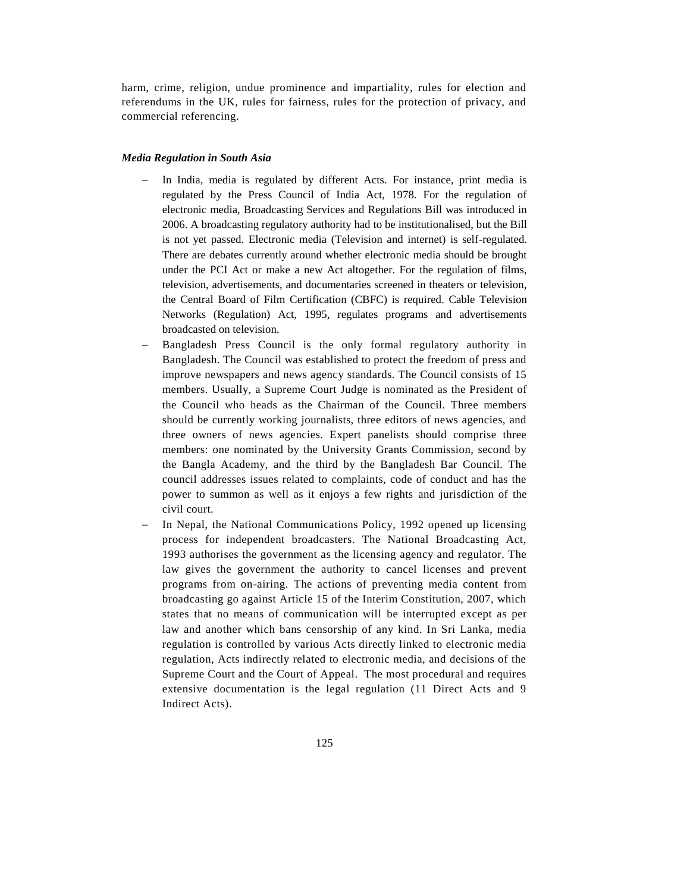harm, crime, religion, undue prominence and impartiality, rules for election and referendums in the UK, rules for fairness, rules for the protection of privacy, and commercial referencing.

***Media Regulation in South Asia***

- In India, media is regulated by different Acts. For instance, print media is regulated by the Press Council of India Act, 1978. For the regulation of electronic media, Broadcasting Services and Regulations Bill was introduced in 2006. A broadcasting regulatory authority had to be institutionalised, but the Bill is not yet passed. Electronic media (Television and internet) is self-regulated. There are debates currently around whether electronic media should be brought under the PCI Act or make a new Act altogether. For the regulation of films, television, advertisements, and documentaries screened in theaters or television, the Central Board of Film Certification (CBFC) is required. Cable Television Networks (Regulation) Act, 1995, regulates programs and advertisements broadcasted on television.
- Bangladesh Press Council is the only formal regulatory authority in Bangladesh. The Council was established to protect the freedom of press and improve newspapers and news agency standards. The Council consists of 15 members. Usually, a Supreme Court Judge is nominated as the President of the Council who heads as the Chairman of the Council. Three members should be currently working journalists, three editors of news agencies, and three owners of news agencies. Expert panelists should comprise three members: one nominated by the University Grants Commission, second by the Bangla Academy, and the third by the Bangladesh Bar Council. The council addresses issues related to complaints, code of conduct and has the power to summon as well as it enjoys a few rights and jurisdiction of the civil court.
- In Nepal, the National Communications Policy, 1992 opened up licensing process for independent broadcasters. The National Broadcasting Act, 1993 authorises the government as the licensing agency and regulator. The law gives the government the authority to cancel licenses and prevent programs from on-airing. The actions of preventing media content from broadcasting go against Article 15 of the Interim Constitution, 2007, which states that no means of communication will be interrupted except as per law and another which bans censorship of any kind. In Sri Lanka, media regulation is controlled by various Acts directly linked to electronic media regulation, Acts indirectly related to electronic media, and decisions of the Supreme Court and the Court of Appeal. The most procedural and requires extensive documentation is the legal regulation (11 Direct Acts and 9 Indirect Acts).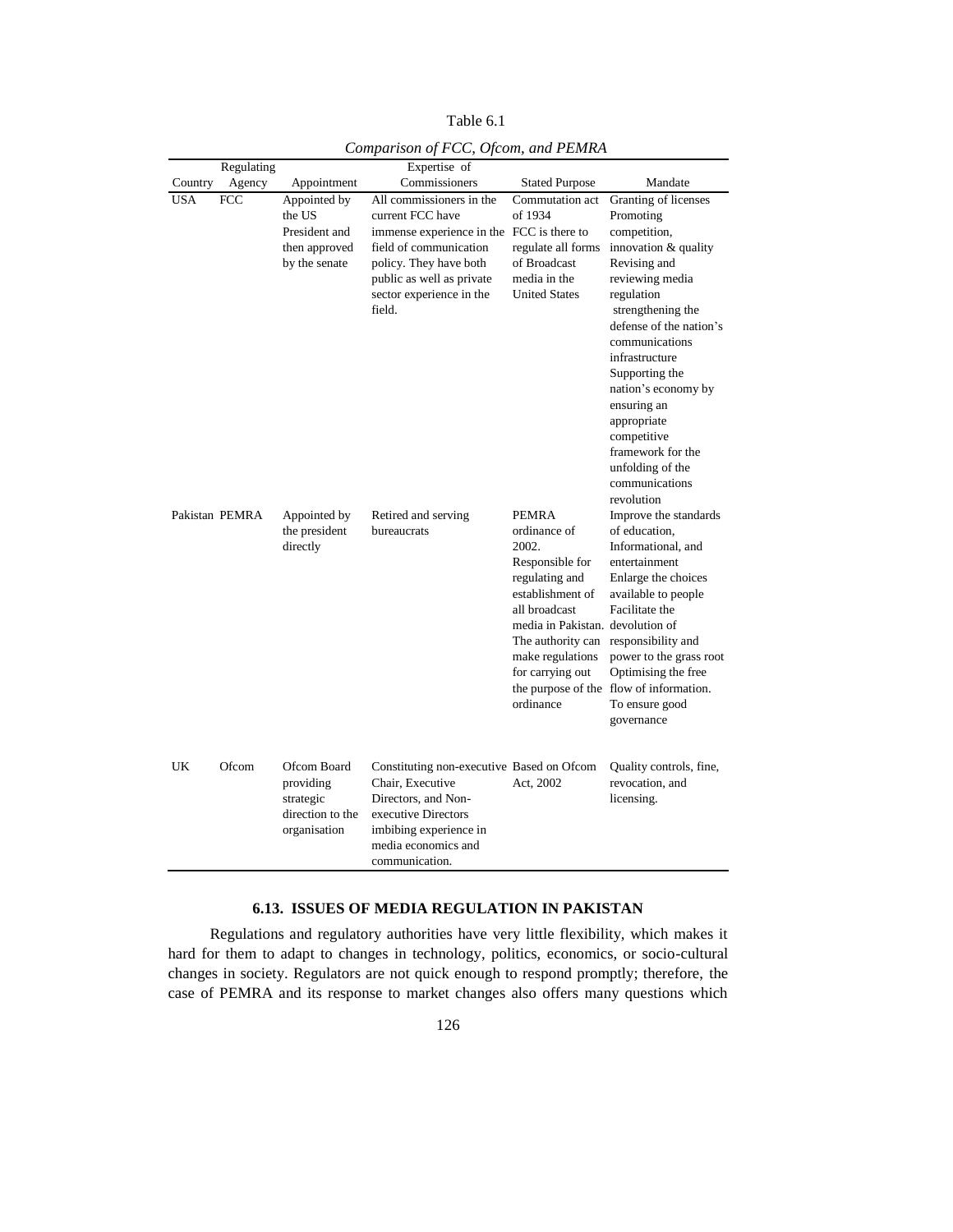Table 6.1

*Comparison of FCC, Ofcom, and PEMRA*

| Country | Regulating Agency | Appointment | Expertise of Commissioners | Stated Purpose | Mandate |
|---|---|---|---|---|---|
| USA | FCC | Appointed by the US President and then approved by the senate | All commissioners in the current FCC have immense experience in the field of communication policy. They have both public as well as private sector experience in the field. | Commutation act of 1934 FCC is there to regulate all forms of Broadcast media in the United States | Granting of licenses Promoting competition, innovation & quality Revising and reviewing media regulation strengthening the defense of the nation's communications infrastructure Supporting the nation's economy by ensuring an appropriate competitive framework for the unfolding of the communications revolution |
| Pakistan | PEMRA | Appointed by the president directly | Retired and serving bureaucrats | PEMRA ordinance of 2002. Responsible for regulating and establishment of all broadcast media in Pakistan. The authority can make regulations for carrying out the purpose of the ordinance | Improve the standards of education, Informational, and entertainment Enlarge the choices available to people Facilitate the devolution of responsibility and power to the grass root Optimising the free flow of information. To ensure good governance |
| UK | Ofcom | Ofcom Board providing strategic direction to the organisation | Constituting non-executive Chair, Executive Directors, and Non-executive Directors imbibing experience in media economics and communication. | Based on Ofcom Act, 2002 | Quality controls, fine, revocation, and licensing. |

### 6.13. ISSUES OF MEDIA REGULATION IN PAKISTAN

Regulations and regulatory authorities have very little flexibility, which makes it hard for them to adapt to changes in technology, politics, economics, or socio-cultural changes in society. Regulators are not quick enough to respond promptly; therefore, the case of PEMRA and its response to market changes also offers many questions which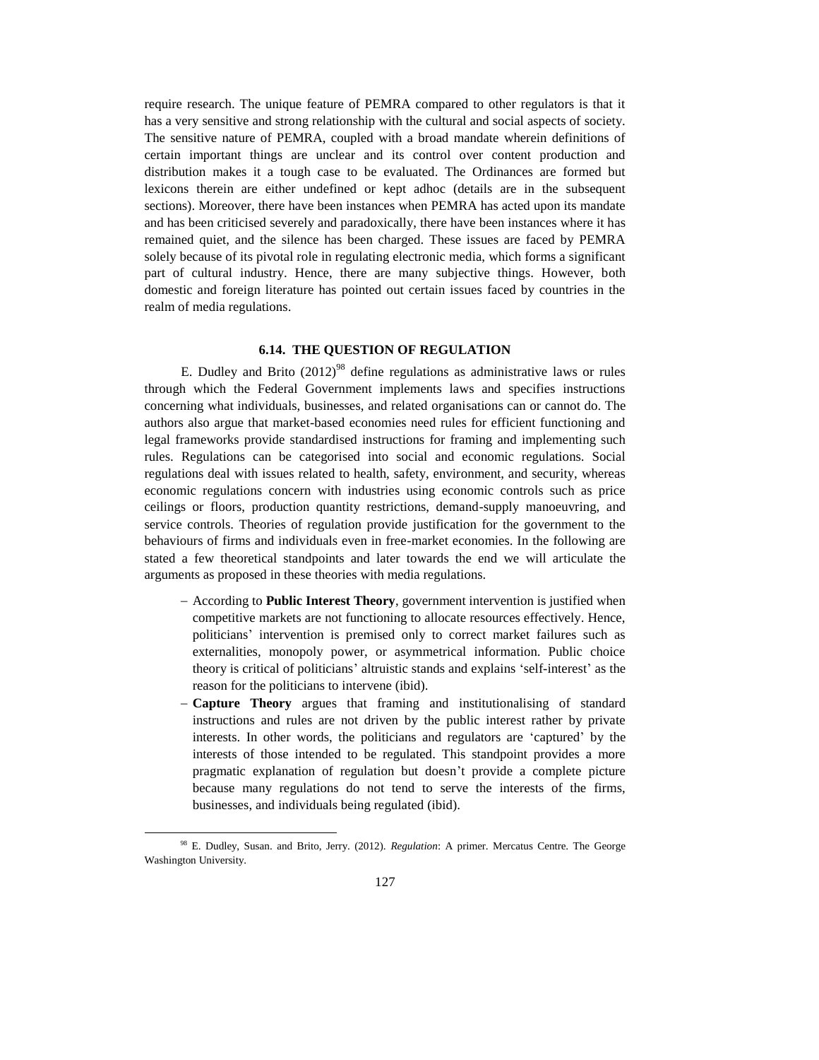require research. The unique feature of PEMRA compared to other regulators is that it has a very sensitive and strong relationship with the cultural and social aspects of society. The sensitive nature of PEMRA, coupled with a broad mandate wherein definitions of certain important things are unclear and its control over content production and distribution makes it a tough case to be evaluated. The Ordinances are formed but lexicons therein are either undefined or kept adhoc (details are in the subsequent sections). Moreover, there have been instances when PEMRA has acted upon its mandate and has been criticised severely and paradoxically, there have been instances where it has remained quiet, and the silence has been charged. These issues are faced by PEMRA solely because of its pivotal role in regulating electronic media, which forms a significant part of cultural industry. Hence, there are many subjective things. However, both domestic and foreign literature has pointed out certain issues faced by countries in the realm of media regulations.

### 6.14. THE QUESTION OF REGULATION

E. Dudley and Brito (2012)[98] define regulations as administrative laws or rules through which the Federal Government implements laws and specifies instructions concerning what individuals, businesses, and related organisations can or cannot do. The authors also argue that market-based economies need rules for efficient functioning and legal frameworks provide standardised instructions for framing and implementing such rules. Regulations can be categorised into social and economic regulations. Social regulations deal with issues related to health, safety, environment, and security, whereas economic regulations concern with industries using economic controls such as price ceilings or floors, production quantity restrictions, demand-supply manoeuvring, and service controls. Theories of regulation provide justification for the government to the behaviours of firms and individuals even in free-market economies. In the following are stated a few theoretical standpoints and later towards the end we will articulate the arguments as proposed in these theories with media regulations.

- According to **Public Interest Theory**, government intervention is justified when competitive markets are not functioning to allocate resources effectively. Hence, politicians' intervention is premised only to correct market failures such as externalities, monopoly power, or asymmetrical information. Public choice theory is critical of politicians' altruistic stands and explains 'self-interest' as the reason for the politicians to intervene (ibid).
- **Capture Theory** argues that framing and institutionalising of standard instructions and rules are not driven by the public interest rather by private interests. In other words, the politicians and regulators are 'captured' by the interests of those intended to be regulated. This standpoint provides a more pragmatic explanation of regulation but doesn't provide a complete picture because many regulations do not tend to serve the interests of the firms, businesses, and individuals being regulated (ibid).

[98] E. Dudley, Susan. and Brito, Jerry. (2012). *Regulation*: A primer. Mercatus Centre. The George Washington University.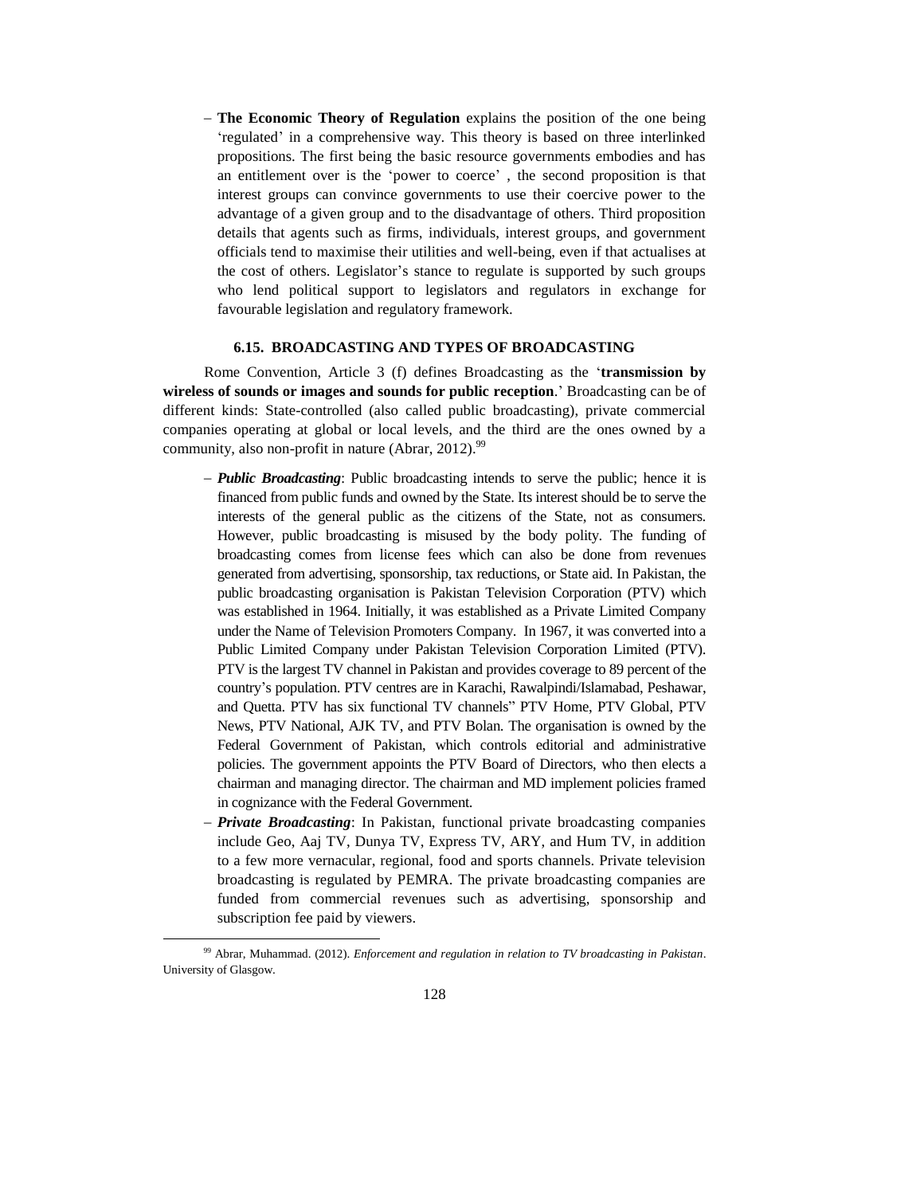- **The Economic Theory of Regulation** explains the position of the one being 'regulated' in a comprehensive way. This theory is based on three interlinked propositions. The first being the basic resource governments embodies and has an entitlement over is the 'power to coerce' , the second proposition is that interest groups can convince governments to use their coercive power to the advantage of a given group and to the disadvantage of others. Third proposition details that agents such as firms, individuals, interest groups, and government officials tend to maximise their utilities and well-being, even if that actualises at the cost of others. Legislator's stance to regulate is supported by such groups who lend political support to legislators and regulators in exchange for favourable legislation and regulatory framework.

### 6.15. BROADCASTING AND TYPES OF BROADCASTING

Rome Convention, Article 3 (f) defines Broadcasting as the '**transmission by wireless of sounds or images and sounds for public reception**.' Broadcasting can be of different kinds: State-controlled (also called public broadcasting), private commercial companies operating at global or local levels, and the third are the ones owned by a community, also non-profit in nature (Abrar, 2012).[99]

- ***Public Broadcasting***: Public broadcasting intends to serve the public; hence it is financed from public funds and owned by the State. Its interest should be to serve the interests of the general public as the citizens of the State, not as consumers. However, public broadcasting is misused by the body polity. The funding of broadcasting comes from license fees which can also be done from revenues generated from advertising, sponsorship, tax reductions, or State aid. In Pakistan, the public broadcasting organisation is Pakistan Television Corporation (PTV) which was established in 1964. Initially, it was established as a Private Limited Company under the Name of Television Promoters Company. In 1967, it was converted into a Public Limited Company under Pakistan Television Corporation Limited (PTV). PTV is the largest TV channel in Pakistan and provides coverage to 89 percent of the country's population. PTV centres are in Karachi, Rawalpindi/Islamabad, Peshawar, and Quetta. PTV has six functional TV channels" PTV Home, PTV Global, PTV News, PTV National, AJK TV, and PTV Bolan. The organisation is owned by the Federal Government of Pakistan, which controls editorial and administrative policies. The government appoints the PTV Board of Directors, who then elects a chairman and managing director. The chairman and MD implement policies framed in cognizance with the Federal Government.
- ***Private Broadcasting***: In Pakistan, functional private broadcasting companies include Geo, Aaj TV, Dunya TV, Express TV, ARY, and Hum TV, in addition to a few more vernacular, regional, food and sports channels. Private television broadcasting is regulated by PEMRA. The private broadcasting companies are funded from commercial revenues such as advertising, sponsorship and subscription fee paid by viewers.

[99] Abrar, Muhammad. (2012). *Enforcement and regulation in relation to TV broadcasting in Pakistan*. University of Glasgow.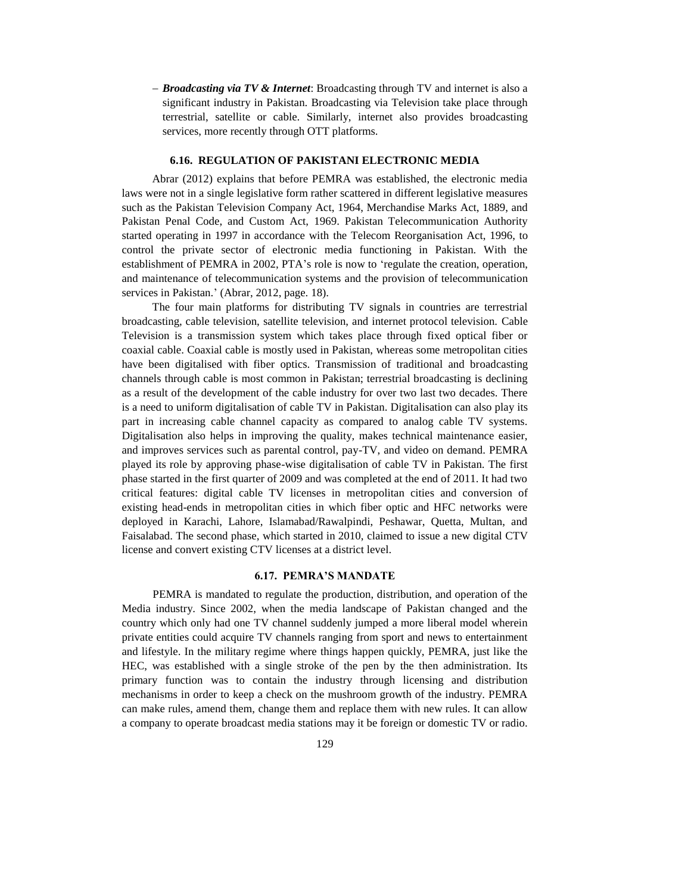- ***Broadcasting via TV & Internet***: Broadcasting through TV and internet is also a significant industry in Pakistan. Broadcasting via Television take place through terrestrial, satellite or cable. Similarly, internet also provides broadcasting services, more recently through OTT platforms.

### 6.16. REGULATION OF PAKISTANI ELECTRONIC MEDIA

Abrar (2012) explains that before PEMRA was established, the electronic media laws were not in a single legislative form rather scattered in different legislative measures such as the Pakistan Television Company Act, 1964, Merchandise Marks Act, 1889, and Pakistan Penal Code, and Custom Act, 1969. Pakistan Telecommunication Authority started operating in 1997 in accordance with the Telecom Reorganisation Act, 1996, to control the private sector of electronic media functioning in Pakistan. With the establishment of PEMRA in 2002, PTA's role is now to 'regulate the creation, operation, and maintenance of telecommunication systems and the provision of telecommunication services in Pakistan.' (Abrar, 2012, page. 18).

The four main platforms for distributing TV signals in countries are terrestrial broadcasting, cable television, satellite television, and internet protocol television. Cable Television is a transmission system which takes place through fixed optical fiber or coaxial cable. Coaxial cable is mostly used in Pakistan, whereas some metropolitan cities have been digitalised with fiber optics. Transmission of traditional and broadcasting channels through cable is most common in Pakistan; terrestrial broadcasting is declining as a result of the development of the cable industry for over two last two decades. There is a need to uniform digitalisation of cable TV in Pakistan. Digitalisation can also play its part in increasing cable channel capacity as compared to analog cable TV systems. Digitalisation also helps in improving the quality, makes technical maintenance easier, and improves services such as parental control, pay-TV, and video on demand. PEMRA played its role by approving phase-wise digitalisation of cable TV in Pakistan. The first phase started in the first quarter of 2009 and was completed at the end of 2011. It had two critical features: digital cable TV licenses in metropolitan cities and conversion of existing head-ends in metropolitan cities in which fiber optic and HFC networks were deployed in Karachi, Lahore, Islamabad/Rawalpindi, Peshawar, Quetta, Multan, and Faisalabad. The second phase, which started in 2010, claimed to issue a new digital CTV license and convert existing CTV licenses at a district level.

### 6.17. PEMRA'S MANDATE

PEMRA is mandated to regulate the production, distribution, and operation of the Media industry. Since 2002, when the media landscape of Pakistan changed and the country which only had one TV channel suddenly jumped a more liberal model wherein private entities could acquire TV channels ranging from sport and news to entertainment and lifestyle. In the military regime where things happen quickly, PEMRA, just like the HEC, was established with a single stroke of the pen by the then administration. Its primary function was to contain the industry through licensing and distribution mechanisms in order to keep a check on the mushroom growth of the industry. PEMRA can make rules, amend them, change them and replace them with new rules. It can allow a company to operate broadcast media stations may it be foreign or domestic TV or radio.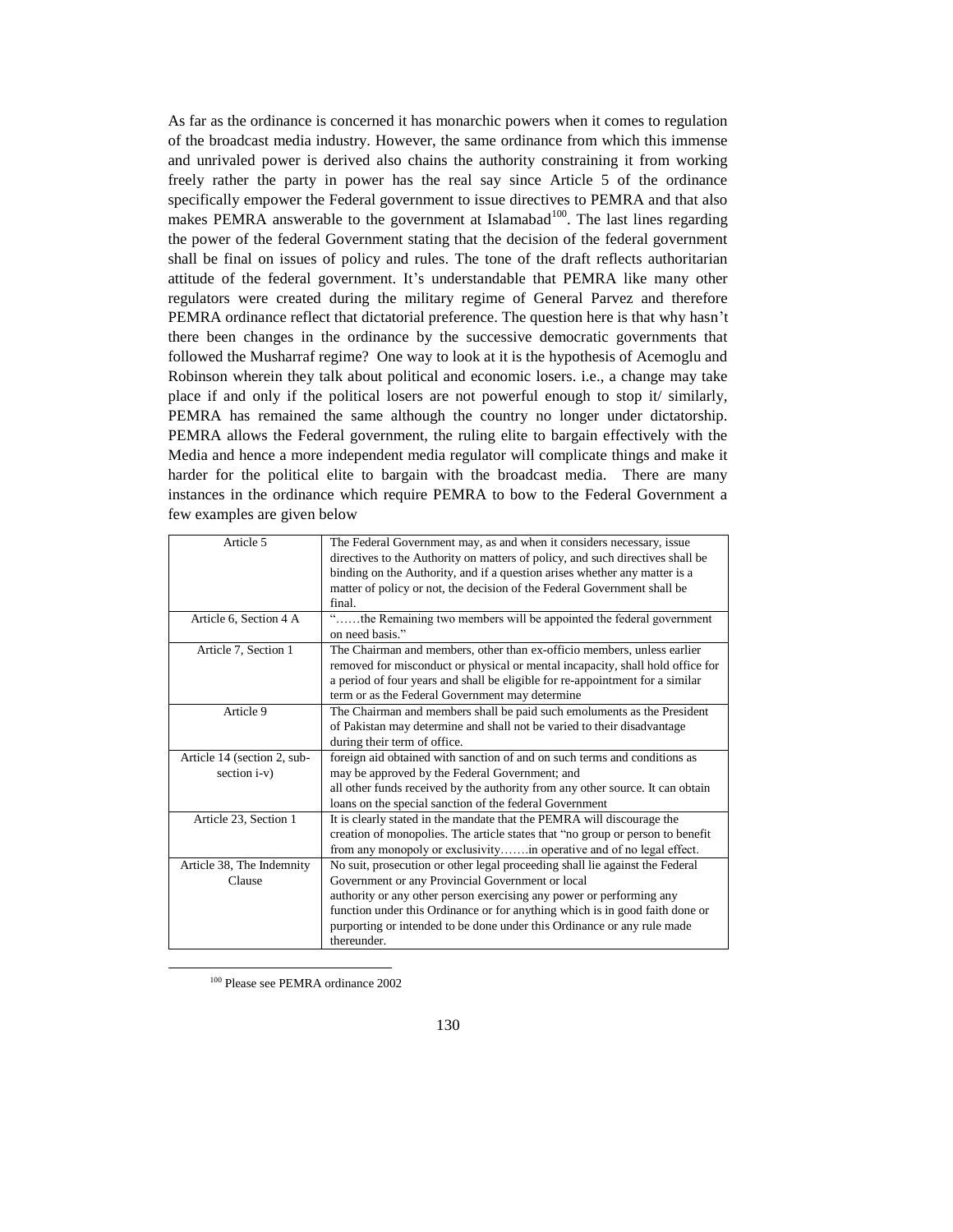As far as the ordinance is concerned it has monarchic powers when it comes to regulation of the broadcast media industry. However, the same ordinance from which this immense and unrivaled power is derived also chains the authority constraining it from working freely rather the party in power has the real say since Article 5 of the ordinance specifically empower the Federal government to issue directives to PEMRA and that also makes PEMRA answerable to the government at Islamabad[100]. The last lines regarding the power of the federal Government stating that the decision of the federal government shall be final on issues of policy and rules. The tone of the draft reflects authoritarian attitude of the federal government. It's understandable that PEMRA like many other regulators were created during the military regime of General Parvez and therefore PEMRA ordinance reflect that dictatorial preference. The question here is that why hasn't there been changes in the ordinance by the successive democratic governments that followed the Musharraf regime? One way to look at it is the hypothesis of Acemoglu and Robinson wherein they talk about political and economic losers. i.e., a change may take place if and only if the political losers are not powerful enough to stop it/ similarly, PEMRA has remained the same although the country no longer under dictatorship. PEMRA allows the Federal government, the ruling elite to bargain effectively with the Media and hence a more independent media regulator will complicate things and make it harder for the political elite to bargain with the broadcast media. There are many instances in the ordinance which require PEMRA to bow to the Federal Government a few examples are given below

| | |
|---|---|
| Article 5 | The Federal Government may, as and when it considers necessary, issue directives to the Authority on matters of policy, and such directives shall be binding on the Authority, and if a question arises whether any matter is a matter of policy or not, the decision of the Federal Government shall be final. |
| Article 6, Section 4 A | "……the Remaining two members will be appointed the federal government on need basis." |
| Article 7, Section 1 | The Chairman and members, other than ex-officio members, unless earlier removed for misconduct or physical or mental incapacity, shall hold office for a period of four years and shall be eligible for re-appointment for a similar term or as the Federal Government may determine |
| Article 9 | The Chairman and members shall be paid such emoluments as the President of Pakistan may determine and shall not be varied to their disadvantage during their term of office. |
| Article 14 (section 2, sub-section i-v) | foreign aid obtained with sanction of and on such terms and conditions as may be approved by the Federal Government; and all other funds received by the authority from any other source. It can obtain loans on the special sanction of the federal Government |
| Article 23, Section 1 | It is clearly stated in the mandate that the PEMRA will discourage the creation of monopolies. The article states that "no group or person to benefit from any monopoly or exclusivity…….in operative and of no legal effect. |
| Article 38, The Indemnity Clause | No suit, prosecution or other legal proceeding shall lie against the Federal Government or any Provincial Government or local authority or any other person exercising any power or performing any function under this Ordinance or for anything which is in good faith done or purporting or intended to be done under this Ordinance or any rule made thereunder. |

[100] Please see PEMRA ordinance 2002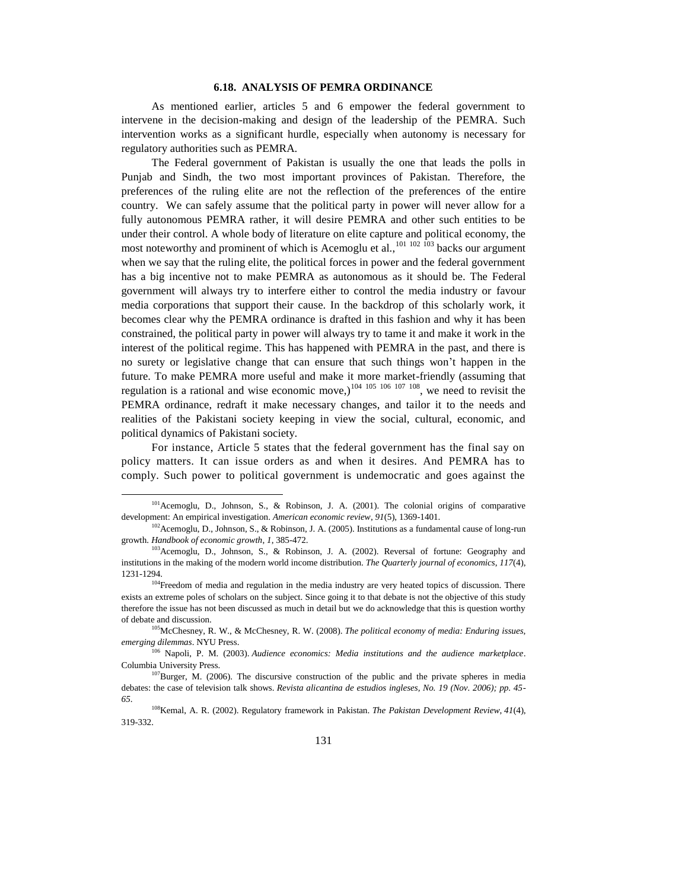### 6.18. ANALYSIS OF PEMRA ORDINANCE

As mentioned earlier, articles 5 and 6 empower the federal government to intervene in the decision-making and design of the leadership of the PEMRA. Such intervention works as a significant hurdle, especially when autonomy is necessary for regulatory authorities such as PEMRA.

The Federal government of Pakistan is usually the one that leads the polls in Punjab and Sindh, the two most important provinces of Pakistan. Therefore, the preferences of the ruling elite are not the reflection of the preferences of the entire country. We can safely assume that the political party in power will never allow for a fully autonomous PEMRA rather, it will desire PEMRA and other such entities to be under their control. A whole body of literature on elite capture and political economy, the most noteworthy and prominent of which is Acemoglu et al.,[101] [102] [103] backs our argument when we say that the ruling elite, the political forces in power and the federal government has a big incentive not to make PEMRA as autonomous as it should be. The Federal government will always try to interfere either to control the media industry or favour media corporations that support their cause. In the backdrop of this scholarly work, it becomes clear why the PEMRA ordinance is drafted in this fashion and why it has been constrained, the political party in power will always try to tame it and make it work in the interest of the political regime. This has happened with PEMRA in the past, and there is no surety or legislative change that can ensure that such things won't happen in the future. To make PEMRA more useful and make it more market-friendly (assuming that regulation is a rational and wise economic move,)[104] [105] [106] [107] [108], we need to revisit the PEMRA ordinance, redraft it make necessary changes, and tailor it to the needs and realities of the Pakistani society keeping in view the social, cultural, economic, and political dynamics of Pakistani society.

For instance, Article 5 states that the federal government has the final say on policy matters. It can issue orders as and when it desires. And PEMRA has to comply. Such power to political government is undemocratic and goes against the

---

[101] Acemoglu, D., Johnson, S., & Robinson, J. A. (2001). The colonial origins of comparative development: An empirical investigation. *American economic review*, *91*(5), 1369-1401.

[102] Acemoglu, D., Johnson, S., & Robinson, J. A. (2005). Institutions as a fundamental cause of long-run growth. *Handbook of economic growth*, *1*, 385-472.

[103] Acemoglu, D., Johnson, S., & Robinson, J. A. (2002). Reversal of fortune: Geography and institutions in the making of the modern world income distribution. *The Quarterly journal of economics*, *117*(4), 1231-1294.

[104] Freedom of media and regulation in the media industry are very heated topics of discussion. There exists an extreme poles of scholars on the subject. Since going it to that debate is not the objective of this study therefore the issue has not been discussed as much in detail but we do acknowledge that this is question worthy of debate and discussion.

[105] McChesney, R. W., & McChesney, R. W. (2008). *The political economy of media: Enduring issues, emerging dilemmas*. NYU Press.

[106] Napoli, P. M. (2003). *Audience economics: Media institutions and the audience marketplace*. Columbia University Press.

[107] Burger, M. (2006). The discursive construction of the public and the private spheres in media debates: the case of television talk shows. *Revista alicantina de estudios ingleses, No. 19 (Nov. 2006); pp. 45-65*.

[108] Kemal, A. R. (2002). Regulatory framework in Pakistan. *The Pakistan Development Review*, *41*(4), 319-332.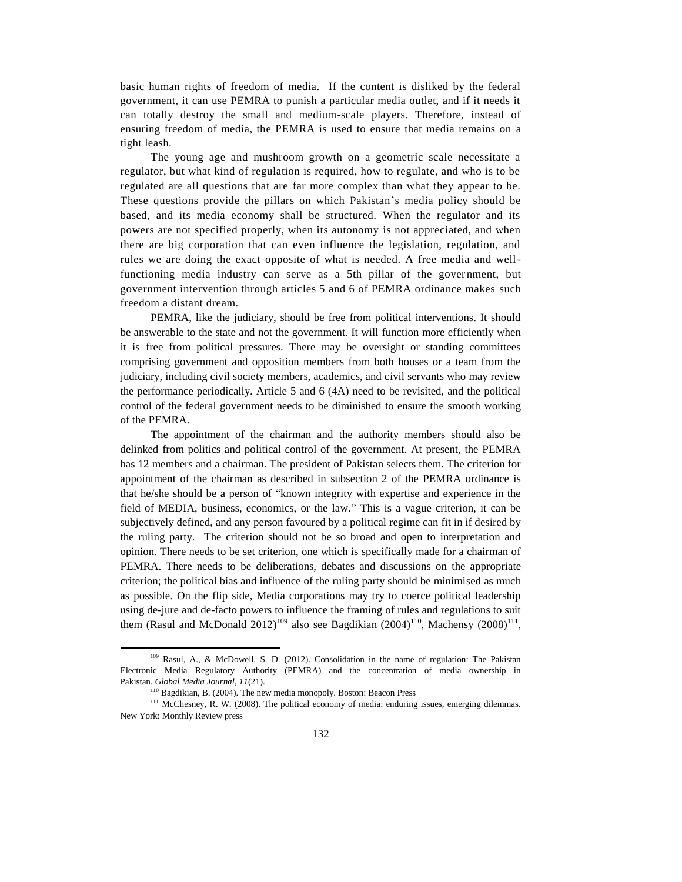basic human rights of freedom of media. If the content is disliked by the federal government, it can use PEMRA to punish a particular media outlet, and if it needs it can totally destroy the small and medium-scale players. Therefore, instead of ensuring freedom of media, the PEMRA is used to ensure that media remains on a tight leash.

The young age and mushroom growth on a geometric scale necessitate a regulator, but what kind of regulation is required, how to regulate, and who is to be regulated are all questions that are far more complex than what they appear to be. These questions provide the pillars on which Pakistan's media policy should be based, and its media economy shall be structured. When the regulator and its powers are not specified properly, when its autonomy is not appreciated, and when there are big corporation that can even influence the legislation, regulation, and rules we are doing the exact opposite of what is needed. A free media and well-functioning media industry can serve as a 5th pillar of the government, but government intervention through articles 5 and 6 of PEMRA ordinance makes such freedom a distant dream.

PEMRA, like the judiciary, should be free from political interventions. It should be answerable to the state and not the government. It will function more efficiently when it is free from political pressures. There may be oversight or standing committees comprising government and opposition members from both houses or a team from the judiciary, including civil society members, academics, and civil servants who may review the performance periodically. Article 5 and 6 (4A) need to be revisited, and the political control of the federal government needs to be diminished to ensure the smooth working of the PEMRA.

The appointment of the chairman and the authority members should also be delinked from politics and political control of the government. At present, the PEMRA has 12 members and a chairman. The president of Pakistan selects them. The criterion for appointment of the chairman as described in subsection 2 of the PEMRA ordinance is that he/she should be a person of "known integrity with expertise and experience in the field of MEDIA, business, economics, or the law." This is a vague criterion, it can be subjectively defined, and any person favoured by a political regime can fit in if desired by the ruling party. The criterion should not be so broad and open to interpretation and opinion. There needs to be set criterion, one which is specifically made for a chairman of PEMRA. There needs to be deliberations, debates and discussions on the appropriate criterion; the political bias and influence of the ruling party should be minimised as much as possible. On the flip side, Media corporations may try to coerce political leadership using de-jure and de-facto powers to influence the framing of rules and regulations to suit them (Rasul and McDonald 2012)[109] also see Bagdikian (2004)[110], Machensy (2008)[111],

---

[109] Rasul, A., & McDowell, S. D. (2012). Consolidation in the name of regulation: The Pakistan Electronic Media Regulatory Authority (PEMRA) and the concentration of media ownership in Pakistan. *Global Media Journal*, *11*(21).

[110] Bagdikian, B. (2004). The new media monopoly. Boston: Beacon Press

[111] McChesney, R. W. (2008). The political economy of media: enduring issues, emerging dilemmas. New York: Monthly Review press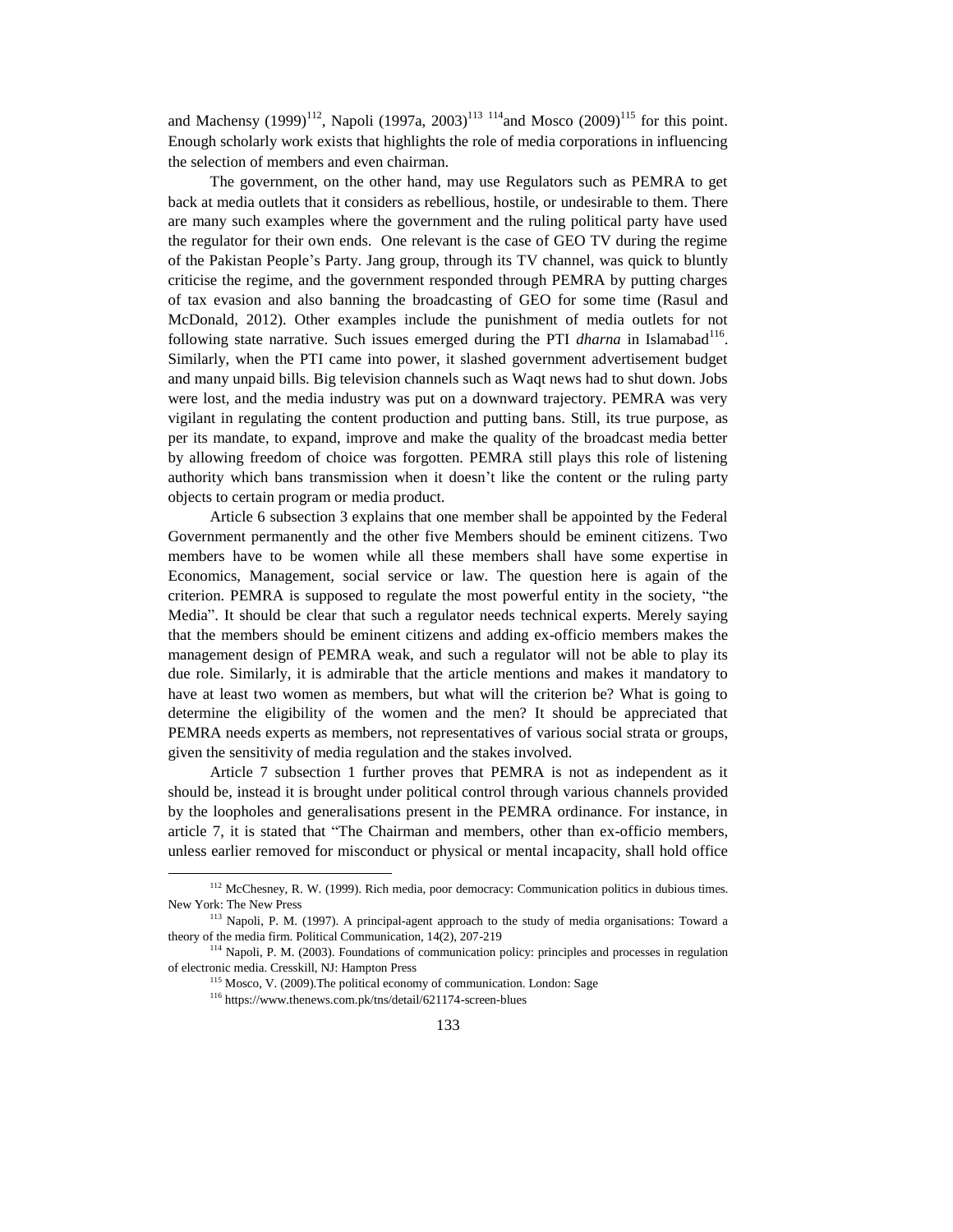and Machensy (1999)[112], Napoli (1997a, 2003)[113] [114]and Mosco (2009)[115] for this point. Enough scholarly work exists that highlights the role of media corporations in influencing the selection of members and even chairman.

The government, on the other hand, may use Regulators such as PEMRA to get back at media outlets that it considers as rebellious, hostile, or undesirable to them. There are many such examples where the government and the ruling political party have used the regulator for their own ends. One relevant is the case of GEO TV during the regime of the Pakistan People's Party. Jang group, through its TV channel, was quick to bluntly criticise the regime, and the government responded through PEMRA by putting charges of tax evasion and also banning the broadcasting of GEO for some time (Rasul and McDonald, 2012). Other examples include the punishment of media outlets for not following state narrative. Such issues emerged during the PTI *dharna* in Islamabad[116]. Similarly, when the PTI came into power, it slashed government advertisement budget and many unpaid bills. Big television channels such as Waqt news had to shut down. Jobs were lost, and the media industry was put on a downward trajectory. PEMRA was very vigilant in regulating the content production and putting bans. Still, its true purpose, as per its mandate, to expand, improve and make the quality of the broadcast media better by allowing freedom of choice was forgotten. PEMRA still plays this role of listening authority which bans transmission when it doesn't like the content or the ruling party objects to certain program or media product.

Article 6 subsection 3 explains that one member shall be appointed by the Federal Government permanently and the other five Members should be eminent citizens. Two members have to be women while all these members shall have some expertise in Economics, Management, social service or law. The question here is again of the criterion. PEMRA is supposed to regulate the most powerful entity in the society, "the Media". It should be clear that such a regulator needs technical experts. Merely saying that the members should be eminent citizens and adding ex-officio members makes the management design of PEMRA weak, and such a regulator will not be able to play its due role. Similarly, it is admirable that the article mentions and makes it mandatory to have at least two women as members, but what will the criterion be? What is going to determine the eligibility of the women and the men? It should be appreciated that PEMRA needs experts as members, not representatives of various social strata or groups, given the sensitivity of media regulation and the stakes involved.

Article 7 subsection 1 further proves that PEMRA is not as independent as it should be, instead it is brought under political control through various channels provided by the loopholes and generalisations present in the PEMRA ordinance. For instance, in article 7, it is stated that "The Chairman and members, other than ex-officio members, unless earlier removed for misconduct or physical or mental incapacity, shall hold office

---

[112] McChesney, R. W. (1999). Rich media, poor democracy: Communication politics in dubious times. New York: The New Press

[113] Napoli, P. M. (1997). A principal-agent approach to the study of media organisations: Toward a theory of the media firm. Political Communication, 14(2), 207-219

[114] Napoli, P. M. (2003). Foundations of communication policy: principles and processes in regulation of electronic media. Cresskill, NJ: Hampton Press

[115] Mosco, V. (2009).The political economy of communication. London: Sage

[116] https://www.thenews.com.pk/tns/detail/621174-screen-blues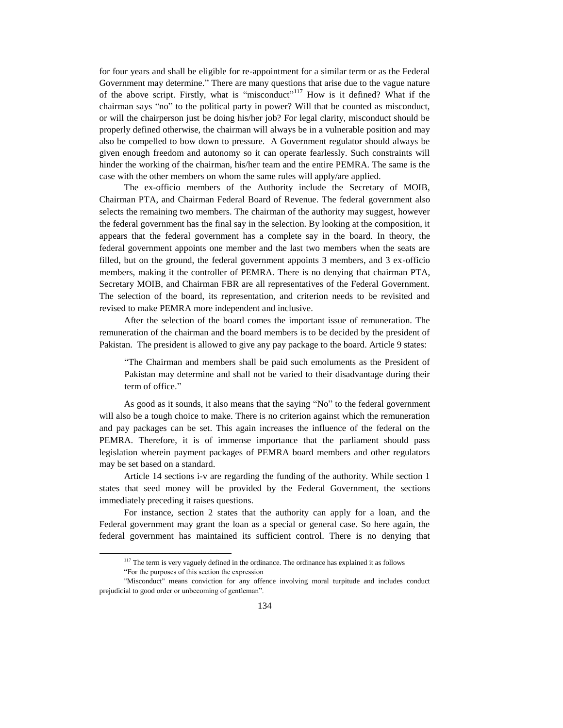for four years and shall be eligible for re-appointment for a similar term or as the Federal Government may determine." There are many questions that arise due to the vague nature of the above script. Firstly, what is "misconduct"[117] How is it defined? What if the chairman says "no" to the political party in power? Will that be counted as misconduct, or will the chairperson just be doing his/her job? For legal clarity, misconduct should be properly defined otherwise, the chairman will always be in a vulnerable position and may also be compelled to bow down to pressure. A Government regulator should always be given enough freedom and autonomy so it can operate fearlessly. Such constraints will hinder the working of the chairman, his/her team and the entire PEMRA. The same is the case with the other members on whom the same rules will apply/are applied.

The ex-officio members of the Authority include the Secretary of MOIB, Chairman PTA, and Chairman Federal Board of Revenue. The federal government also selects the remaining two members. The chairman of the authority may suggest, however the federal government has the final say in the selection. By looking at the composition, it appears that the federal government has a complete say in the board. In theory, the federal government appoints one member and the last two members when the seats are filled, but on the ground, the federal government appoints 3 members, and 3 ex-officio members, making it the controller of PEMRA. There is no denying that chairman PTA, Secretary MOIB, and Chairman FBR are all representatives of the Federal Government. The selection of the board, its representation, and criterion needs to be revisited and revised to make PEMRA more independent and inclusive.

After the selection of the board comes the important issue of remuneration. The remuneration of the chairman and the board members is to be decided by the president of Pakistan. The president is allowed to give any pay package to the board. Article 9 states:

> "The Chairman and members shall be paid such emoluments as the President of Pakistan may determine and shall not be varied to their disadvantage during their term of office."

As good as it sounds, it also means that the saying "No" to the federal government will also be a tough choice to make. There is no criterion against which the remuneration and pay packages can be set. This again increases the influence of the federal on the PEMRA. Therefore, it is of immense importance that the parliament should pass legislation wherein payment packages of PEMRA board members and other regulators may be set based on a standard.

Article 14 sections i-v are regarding the funding of the authority. While section 1 states that seed money will be provided by the Federal Government, the sections immediately preceding it raises questions.

For instance, section 2 states that the authority can apply for a loan, and the Federal government may grant the loan as a special or general case. So here again, the federal government has maintained its sufficient control. There is no denying that

---

[117] The term is very vaguely defined in the ordinance. The ordinance has explained it as follows

"For the purposes of this section the expression

"Misconduct" means conviction for any offence involving moral turpitude and includes conduct prejudicial to good order or unbecoming of gentleman".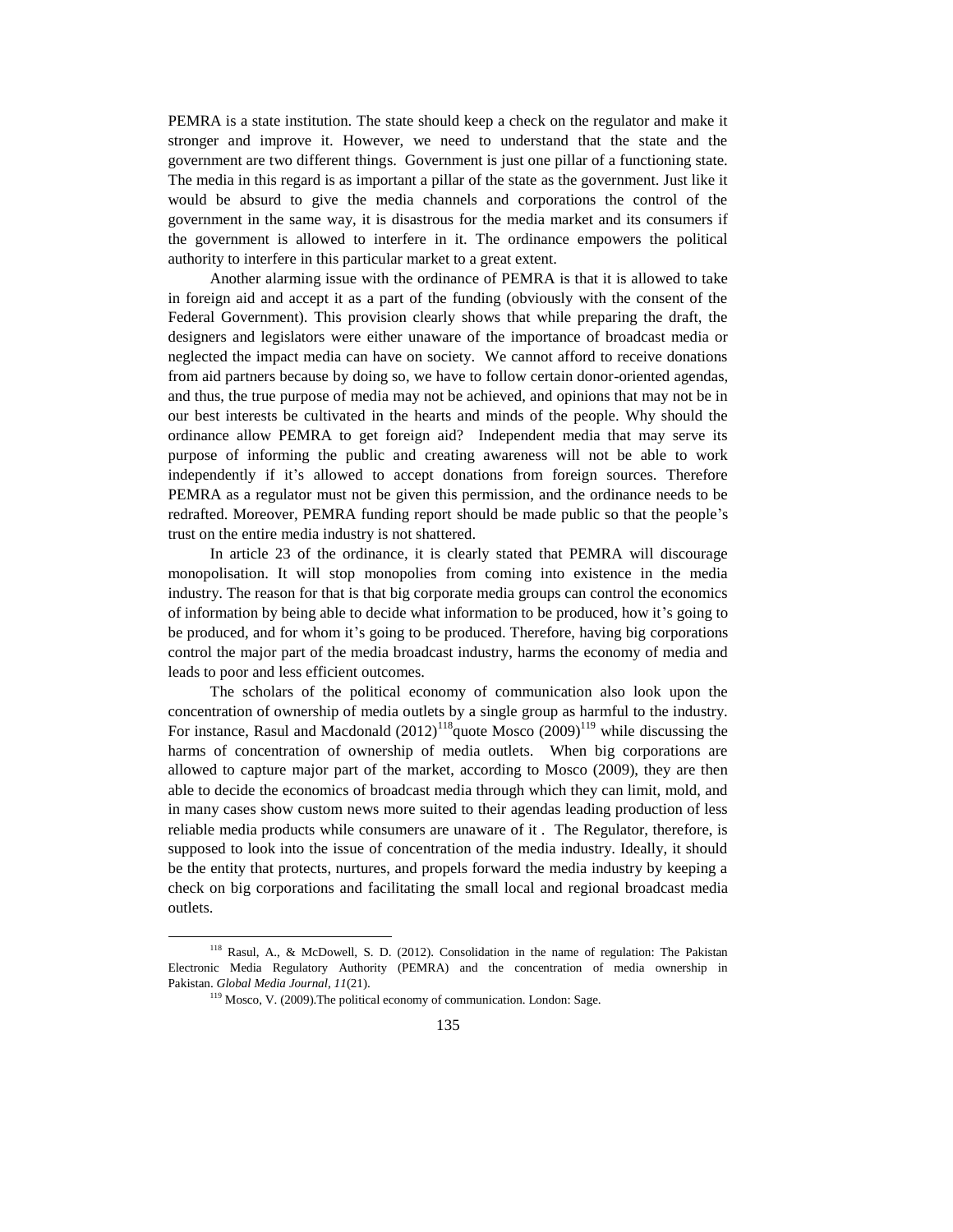PEMRA is a state institution. The state should keep a check on the regulator and make it stronger and improve it. However, we need to understand that the state and the government are two different things. Government is just one pillar of a functioning state. The media in this regard is as important a pillar of the state as the government. Just like it would be absurd to give the media channels and corporations the control of the government in the same way, it is disastrous for the media market and its consumers if the government is allowed to interfere in it. The ordinance empowers the political authority to interfere in this particular market to a great extent.

Another alarming issue with the ordinance of PEMRA is that it is allowed to take in foreign aid and accept it as a part of the funding (obviously with the consent of the Federal Government). This provision clearly shows that while preparing the draft, the designers and legislators were either unaware of the importance of broadcast media or neglected the impact media can have on society. We cannot afford to receive donations from aid partners because by doing so, we have to follow certain donor-oriented agendas, and thus, the true purpose of media may not be achieved, and opinions that may not be in our best interests be cultivated in the hearts and minds of the people. Why should the ordinance allow PEMRA to get foreign aid? Independent media that may serve its purpose of informing the public and creating awareness will not be able to work independently if it's allowed to accept donations from foreign sources. Therefore PEMRA as a regulator must not be given this permission, and the ordinance needs to be redrafted. Moreover, PEMRA funding report should be made public so that the people's trust on the entire media industry is not shattered.

In article 23 of the ordinance, it is clearly stated that PEMRA will discourage monopolisation. It will stop monopolies from coming into existence in the media industry. The reason for that is that big corporate media groups can control the economics of information by being able to decide what information to be produced, how it's going to be produced, and for whom it's going to be produced. Therefore, having big corporations control the major part of the media broadcast industry, harms the economy of media and leads to poor and less efficient outcomes.

The scholars of the political economy of communication also look upon the concentration of ownership of media outlets by a single group as harmful to the industry. For instance, Rasul and Macdonald (2012)[118]quote Mosco (2009)[119] while discussing the harms of concentration of ownership of media outlets. When big corporations are allowed to capture major part of the market, according to Mosco (2009), they are then able to decide the economics of broadcast media through which they can limit, mold, and in many cases show custom news more suited to their agendas leading production of less reliable media products while consumers are unaware of it . The Regulator, therefore, is supposed to look into the issue of concentration of the media industry. Ideally, it should be the entity that protects, nurtures, and propels forward the media industry by keeping a check on big corporations and facilitating the small local and regional broadcast media outlets.

[118] Rasul, A., & McDowell, S. D. (2012). Consolidation in the name of regulation: The Pakistan Electronic Media Regulatory Authority (PEMRA) and the concentration of media ownership in Pakistan. *Global Media Journal*, *11*(21).

[119] Mosco, V. (2009).The political economy of communication. London: Sage.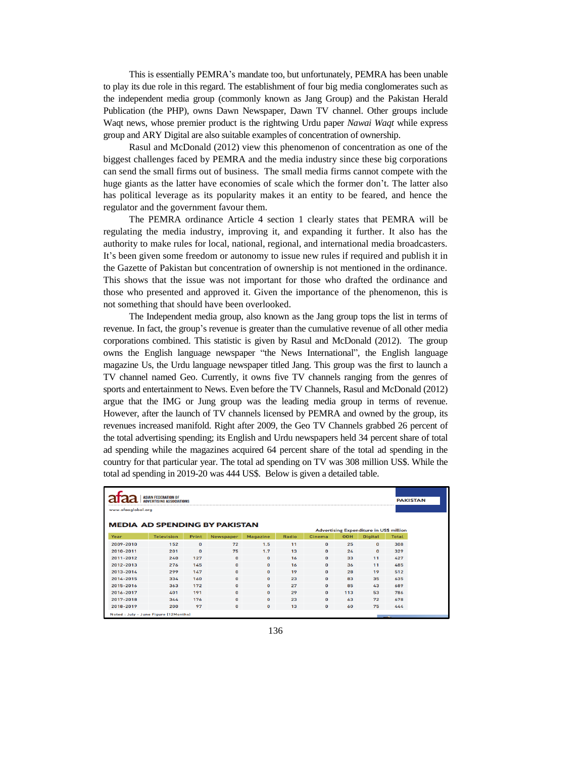This is essentially PEMRA's mandate too, but unfortunately, PEMRA has been unable to play its due role in this regard. The establishment of four big media conglomerates such as the independent media group (commonly known as Jang Group) and the Pakistan Herald Publication (the PHP), owns Dawn Newspaper, Dawn TV channel. Other groups include Waqt news, whose premier product is the rightwing Urdu paper *Nawai Waqt* while express group and ARY Digital are also suitable examples of concentration of ownership.

Rasul and McDonald (2012) view this phenomenon of concentration as one of the biggest challenges faced by PEMRA and the media industry since these big corporations can send the small firms out of business. The small media firms cannot compete with the huge giants as the latter have economies of scale which the former don't. The latter also has political leverage as its popularity makes it an entity to be feared, and hence the regulator and the government favour them.

The PEMRA ordinance Article 4 section 1 clearly states that PEMRA will be regulating the media industry, improving it, and expanding it further. It also has the authority to make rules for local, national, regional, and international media broadcasters. It's been given some freedom or autonomy to issue new rules if required and publish it in the Gazette of Pakistan but concentration of ownership is not mentioned in the ordinance. This shows that the issue was not important for those who drafted the ordinance and those who presented and approved it. Given the importance of the phenomenon, this is not something that should have been overlooked.

The Independent media group, also known as the Jang group tops the list in terms of revenue. In fact, the group's revenue is greater than the cumulative revenue of all other media corporations combined. This statistic is given by Rasul and McDonald (2012). The group owns the English language newspaper "the News International", the English language magazine Us, the Urdu language newspaper titled Jang. This group was the first to launch a TV channel named Geo. Currently, it owns five TV channels ranging from the genres of sports and entertainment to News. Even before the TV Channels, Rasul and McDonald (2012) argue that the IMG or Jung group was the leading media group in terms of revenue. However, after the launch of TV channels licensed by PEMRA and owned by the group, its revenues increased manifold. Right after 2009, the Geo TV Channels grabbed 26 percent of the total advertising spending; its English and Urdu newspapers held 34 percent share of total ad spending while the magazines acquired 64 percent share of the total ad spending in the country for that particular year. The total ad spending on TV was 308 million US$. While the total ad spending in 2019-20 was 444 US$. Below is given a detailed table.

afaa | ASIAN FEDERATION OF ADVERTISING ASSOCIATIONS — www.afaaglobal.org — PAKISTAN

**MEDIA AD SPENDING BY PAKISTAN**

Advertising Expenditure in US$ million

| Year | Television | Print | Newspaper | Magazine | Radio | Cinema | OOH | Digital | Total |
|---|---|---|---|---|---|---|---|---|---|
| 2009-2010 | 152 | 0 | 72 | 1.5 | 11 | 0 | 25 | 0 | 308 |
| 2010-2011 | 201 | 0 | 75 | 1.7 | 13 | 0 | 24 | 0 | 329 |
| 2011-2012 | 240 | 127 | 0 | 0 | 16 | 0 | 33 | 11 | 427 |
| 2012-2013 | 276 | 145 | 0 | 0 | 16 | 0 | 36 | 11 | 485 |
| 2013-2014 | 299 | 147 | 0 | 0 | 19 | 0 | 28 | 19 | 512 |
| 2014-2015 | 334 | 160 | 0 | 0 | 23 | 0 | 83 | 35 | 635 |
| 2015-2016 | 363 | 172 | 0 | 0 | 27 | 0 | 85 | 43 | 689 |
| 2016-2017 | 401 | 191 | 0 | 0 | 29 | 0 | 113 | 53 | 786 |
| 2017-2018 | 344 | 176 | 0 | 0 | 23 | 0 | 63 | 72 | 678 |
| 2018-2019 | 200 | 97 | 0 | 0 | 13 | 0 | 60 | 75 | 444 |

Noted : July - June Figure (12Months)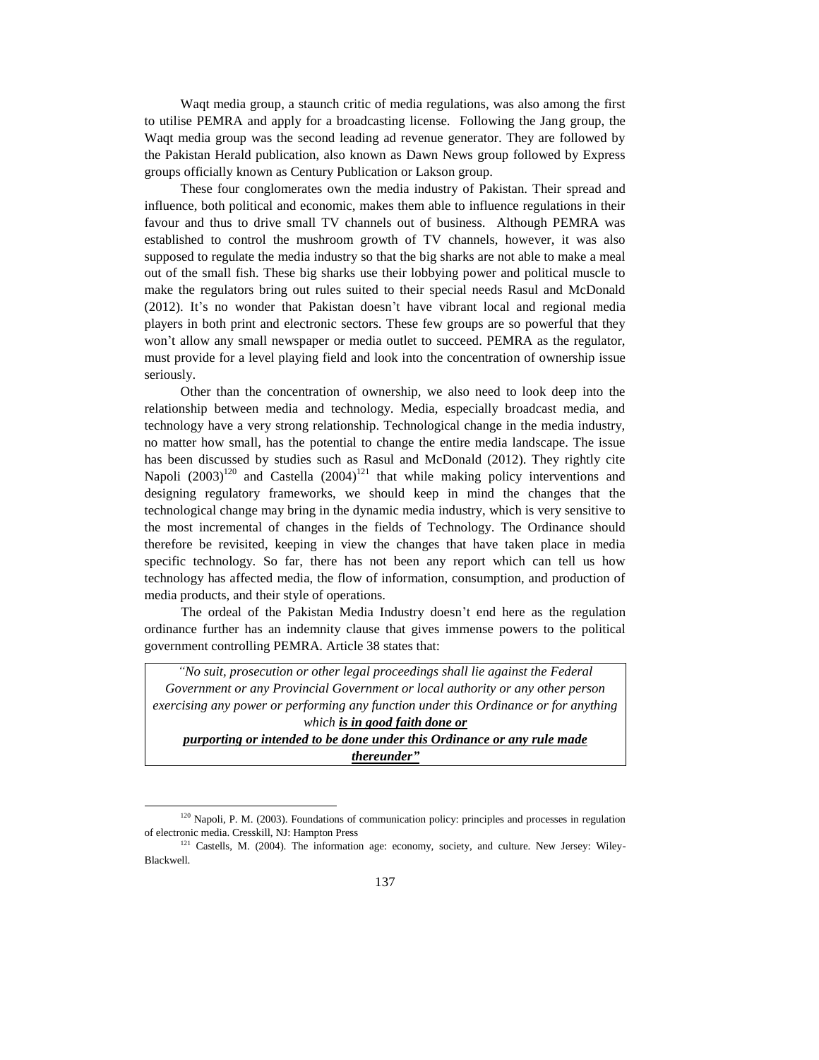Waqt media group, a staunch critic of media regulations, was also among the first to utilise PEMRA and apply for a broadcasting license. Following the Jang group, the Waqt media group was the second leading ad revenue generator. They are followed by the Pakistan Herald publication, also known as Dawn News group followed by Express groups officially known as Century Publication or Lakson group.

These four conglomerates own the media industry of Pakistan. Their spread and influence, both political and economic, makes them able to influence regulations in their favour and thus to drive small TV channels out of business. Although PEMRA was established to control the mushroom growth of TV channels, however, it was also supposed to regulate the media industry so that the big sharks are not able to make a meal out of the small fish. These big sharks use their lobbying power and political muscle to make the regulators bring out rules suited to their special needs Rasul and McDonald (2012). It's no wonder that Pakistan doesn't have vibrant local and regional media players in both print and electronic sectors. These few groups are so powerful that they won't allow any small newspaper or media outlet to succeed. PEMRA as the regulator, must provide for a level playing field and look into the concentration of ownership issue seriously.

Other than the concentration of ownership, we also need to look deep into the relationship between media and technology. Media, especially broadcast media, and technology have a very strong relationship. Technological change in the media industry, no matter how small, has the potential to change the entire media landscape. The issue has been discussed by studies such as Rasul and McDonald (2012). They rightly cite Napoli (2003)[120] and Castella (2004)[121] that while making policy interventions and designing regulatory frameworks, we should keep in mind the changes that the technological change may bring in the dynamic media industry, which is very sensitive to the most incremental of changes in the fields of Technology. The Ordinance should therefore be revisited, keeping in view the changes that have taken place in media specific technology. So far, there has not been any report which can tell us how technology has affected media, the flow of information, consumption, and production of media products, and their style of operations.

The ordeal of the Pakistan Media Industry doesn't end here as the regulation ordinance further has an indemnity clause that gives immense powers to the political government controlling PEMRA. Article 38 states that:

> *"No suit, prosecution or other legal proceedings shall lie against the Federal Government or any Provincial Government or local authority or any other person exercising any power or performing any function under this Ordinance or for anything which* ***is in good faith done or purporting or intended to be done under this Ordinance or any rule made thereunder"***

---

[120] Napoli, P. M. (2003). Foundations of communication policy: principles and processes in regulation of electronic media. Cresskill, NJ: Hampton Press

[121] Castells, M. (2004). The information age: economy, society, and culture. New Jersey: Wiley-Blackwell.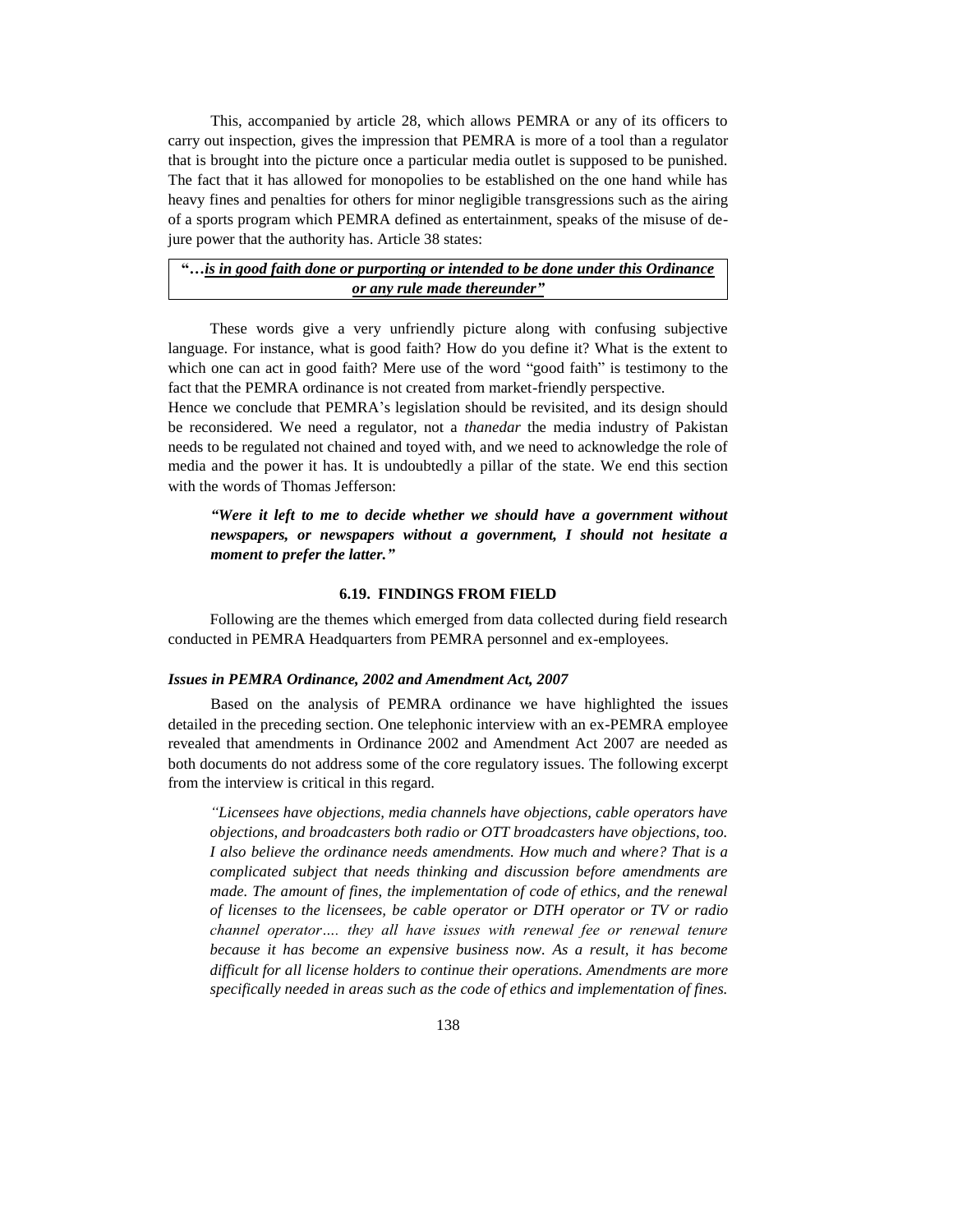This, accompanied by article 28, which allows PEMRA or any of its officers to carry out inspection, gives the impression that PEMRA is more of a tool than a regulator that is brought into the picture once a particular media outlet is supposed to be punished. The fact that it has allowed for monopolies to be established on the one hand while has heavy fines and penalties for others for minor negligible transgressions such as the airing of a sports program which PEMRA defined as entertainment, speaks of the misuse of de-jure power that the authority has. Article 38 states:

> **"…*is in good faith done or purporting or intended to be done under this Ordinance or any rule made thereunder"***

These words give a very unfriendly picture along with confusing subjective language. For instance, what is good faith? How do you define it? What is the extent to which one can act in good faith? Mere use of the word "good faith" is testimony to the fact that the PEMRA ordinance is not created from market-friendly perspective.

Hence we conclude that PEMRA's legislation should be revisited, and its design should be reconsidered. We need a regulator, not a *thanedar* the media industry of Pakistan needs to be regulated not chained and toyed with, and we need to acknowledge the role of media and the power it has. It is undoubtedly a pillar of the state. We end this section with the words of Thomas Jefferson:

> ***"Were it left to me to decide whether we should have a government without newspapers, or newspapers without a government, I should not hesitate a moment to prefer the latter."***

### 6.19. FINDINGS FROM FIELD

Following are the themes which emerged from data collected during field research conducted in PEMRA Headquarters from PEMRA personnel and ex-employees.

#### *Issues in PEMRA Ordinance, 2002 and Amendment Act, 2007*

Based on the analysis of PEMRA ordinance we have highlighted the issues detailed in the preceding section. One telephonic interview with an ex-PEMRA employee revealed that amendments in Ordinance 2002 and Amendment Act 2007 are needed as both documents do not address some of the core regulatory issues. The following excerpt from the interview is critical in this regard.

> *"Licensees have objections, media channels have objections, cable operators have objections, and broadcasters both radio or OTT broadcasters have objections, too. I also believe the ordinance needs amendments. How much and where? That is a complicated subject that needs thinking and discussion before amendments are made. The amount of fines, the implementation of code of ethics, and the renewal of licenses to the licensees, be cable operator or DTH operator or TV or radio channel operator…. they all have issues with renewal fee or renewal tenure because it has become an expensive business now. As a result, it has become difficult for all license holders to continue their operations. Amendments are more specifically needed in areas such as the code of ethics and implementation of fines.*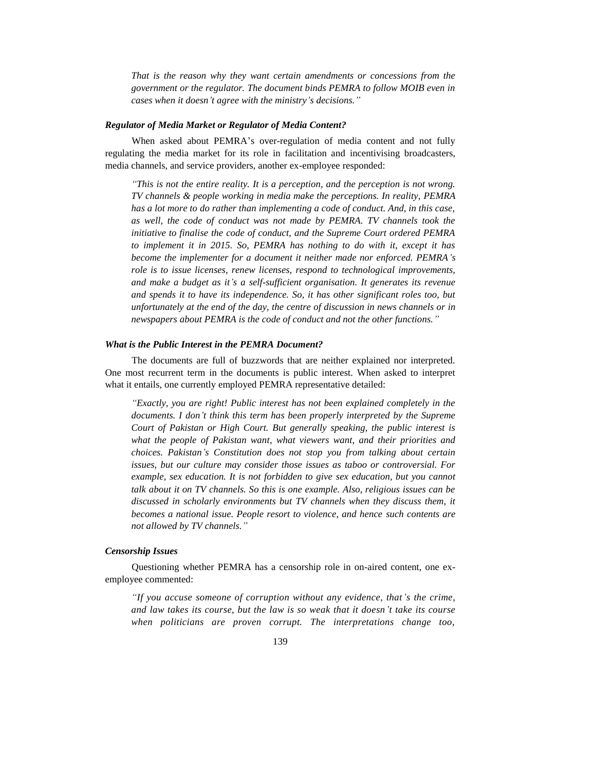*That is the reason why they want certain amendments or concessions from the government or the regulator. The document binds PEMRA to follow MOIB even in cases when it doesn't agree with the ministry's decisions."*

#### *Regulator of Media Market or Regulator of Media Content?*

When asked about PEMRA's over-regulation of media content and not fully regulating the media market for its role in facilitation and incentivising broadcasters, media channels, and service providers, another ex-employee responded:

> *"This is not the entire reality. It is a perception, and the perception is not wrong. TV channels & people working in media make the perceptions. In reality, PEMRA has a lot more to do rather than implementing a code of conduct. And, in this case, as well, the code of conduct was not made by PEMRA. TV channels took the initiative to finalise the code of conduct, and the Supreme Court ordered PEMRA to implement it in 2015. So, PEMRA has nothing to do with it, except it has become the implementer for a document it neither made nor enforced. PEMRA's role is to issue licenses, renew licenses, respond to technological improvements, and make a budget as it's a self-sufficient organisation. It generates its revenue and spends it to have its independence. So, it has other significant roles too, but unfortunately at the end of the day, the centre of discussion in news channels or in newspapers about PEMRA is the code of conduct and not the other functions."*

#### *What is the Public Interest in the PEMRA Document?*

The documents are full of buzzwords that are neither explained nor interpreted. One most recurrent term in the documents is public interest. When asked to interpret what it entails, one currently employed PEMRA representative detailed:

> *"Exactly, you are right! Public interest has not been explained completely in the documents. I don't think this term has been properly interpreted by the Supreme Court of Pakistan or High Court. But generally speaking, the public interest is what the people of Pakistan want, what viewers want, and their priorities and choices. Pakistan's Constitution does not stop you from talking about certain issues, but our culture may consider those issues as taboo or controversial. For example, sex education. It is not forbidden to give sex education, but you cannot talk about it on TV channels. So this is one example. Also, religious issues can be discussed in scholarly environments but TV channels when they discuss them, it becomes a national issue. People resort to violence, and hence such contents are not allowed by TV channels."*

#### *Censorship Issues*

Questioning whether PEMRA has a censorship role in on-aired content, one ex-employee commented:

> *"If you accuse someone of corruption without any evidence, that's the crime, and law takes its course, but the law is so weak that it doesn't take its course when politicians are proven corrupt. The interpretations change too,*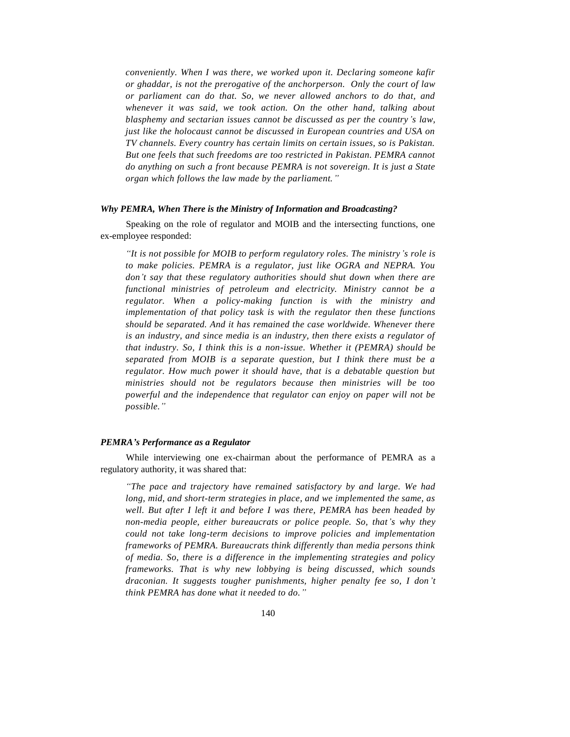*conveniently. When I was there, we worked upon it. Declaring someone kafir or ghaddar, is not the prerogative of the anchorperson. Only the court of law or parliament can do that. So, we never allowed anchors to do that, and whenever it was said, we took action. On the other hand, talking about blasphemy and sectarian issues cannot be discussed as per the country's law, just like the holocaust cannot be discussed in European countries and USA on TV channels. Every country has certain limits on certain issues, so is Pakistan. But one feels that such freedoms are too restricted in Pakistan. PEMRA cannot do anything on such a front because PEMRA is not sovereign. It is just a State organ which follows the law made by the parliament."*

### *Why PEMRA, When There is the Ministry of Information and Broadcasting?*

Speaking on the role of regulator and MOIB and the intersecting functions, one ex-employee responded:

> *"It is not possible for MOIB to perform regulatory roles. The ministry's role is to make policies. PEMRA is a regulator, just like OGRA and NEPRA. You don't say that these regulatory authorities should shut down when there are functional ministries of petroleum and electricity. Ministry cannot be a regulator. When a policy-making function is with the ministry and implementation of that policy task is with the regulator then these functions should be separated. And it has remained the case worldwide. Whenever there is an industry, and since media is an industry, then there exists a regulator of that industry. So, I think this is a non-issue. Whether it (PEMRA) should be separated from MOIB is a separate question, but I think there must be a regulator. How much power it should have, that is a debatable question but ministries should not be regulators because then ministries will be too powerful and the independence that regulator can enjoy on paper will not be possible."*

### *PEMRA's Performance as a Regulator*

While interviewing one ex-chairman about the performance of PEMRA as a regulatory authority, it was shared that:

> *"The pace and trajectory have remained satisfactory by and large. We had long, mid, and short-term strategies in place, and we implemented the same, as well. But after I left it and before I was there, PEMRA has been headed by non-media people, either bureaucrats or police people. So, that's why they could not take long-term decisions to improve policies and implementation frameworks of PEMRA. Bureaucrats think differently than media persons think of media. So, there is a difference in the implementing strategies and policy frameworks. That is why new lobbying is being discussed, which sounds draconian. It suggests tougher punishments, higher penalty fee so, I don't think PEMRA has done what it needed to do."*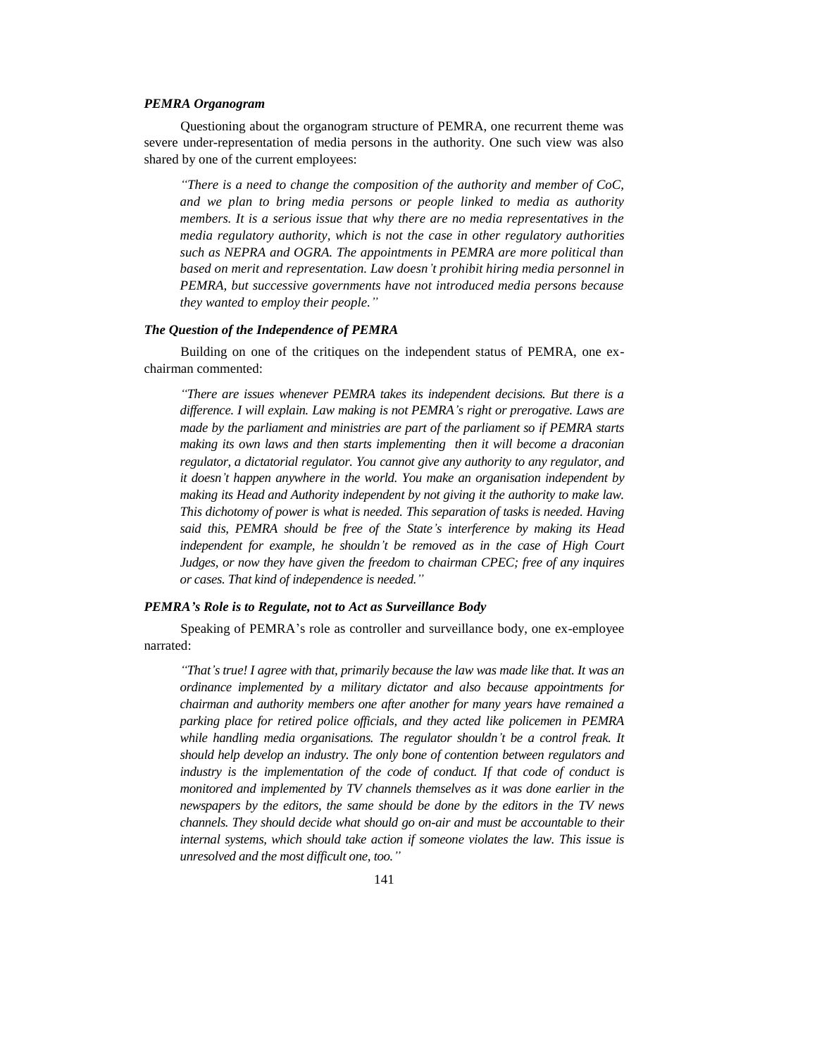### *PEMRA Organogram*

Questioning about the organogram structure of PEMRA, one recurrent theme was severe under-representation of media persons in the authority. One such view was also shared by one of the current employees:

> *"There is a need to change the composition of the authority and member of CoC, and we plan to bring media persons or people linked to media as authority members. It is a serious issue that why there are no media representatives in the media regulatory authority, which is not the case in other regulatory authorities such as NEPRA and OGRA. The appointments in PEMRA are more political than based on merit and representation. Law doesn't prohibit hiring media personnel in PEMRA, but successive governments have not introduced media persons because they wanted to employ their people."*

### *The Question of the Independence of PEMRA*

Building on one of the critiques on the independent status of PEMRA, one ex-chairman commented:

> *"There are issues whenever PEMRA takes its independent decisions. But there is a difference. I will explain. Law making is not PEMRA's right or prerogative. Laws are made by the parliament and ministries are part of the parliament so if PEMRA starts making its own laws and then starts implementing then it will become a draconian regulator, a dictatorial regulator. You cannot give any authority to any regulator, and it doesn't happen anywhere in the world. You make an organisation independent by making its Head and Authority independent by not giving it the authority to make law. This dichotomy of power is what is needed. This separation of tasks is needed. Having said this, PEMRA should be free of the State's interference by making its Head independent for example, he shouldn't be removed as in the case of High Court Judges, or now they have given the freedom to chairman CPEC; free of any inquires or cases. That kind of independence is needed."*

### *PEMRA's Role is to Regulate, not to Act as Surveillance Body*

Speaking of PEMRA's role as controller and surveillance body, one ex-employee narrated:

> *"That's true! I agree with that, primarily because the law was made like that. It was an ordinance implemented by a military dictator and also because appointments for chairman and authority members one after another for many years have remained a parking place for retired police officials, and they acted like policemen in PEMRA while handling media organisations. The regulator shouldn't be a control freak. It should help develop an industry. The only bone of contention between regulators and industry is the implementation of the code of conduct. If that code of conduct is monitored and implemented by TV channels themselves as it was done earlier in the newspapers by the editors, the same should be done by the editors in the TV news channels. They should decide what should go on-air and must be accountable to their internal systems, which should take action if someone violates the law. This issue is unresolved and the most difficult one, too."*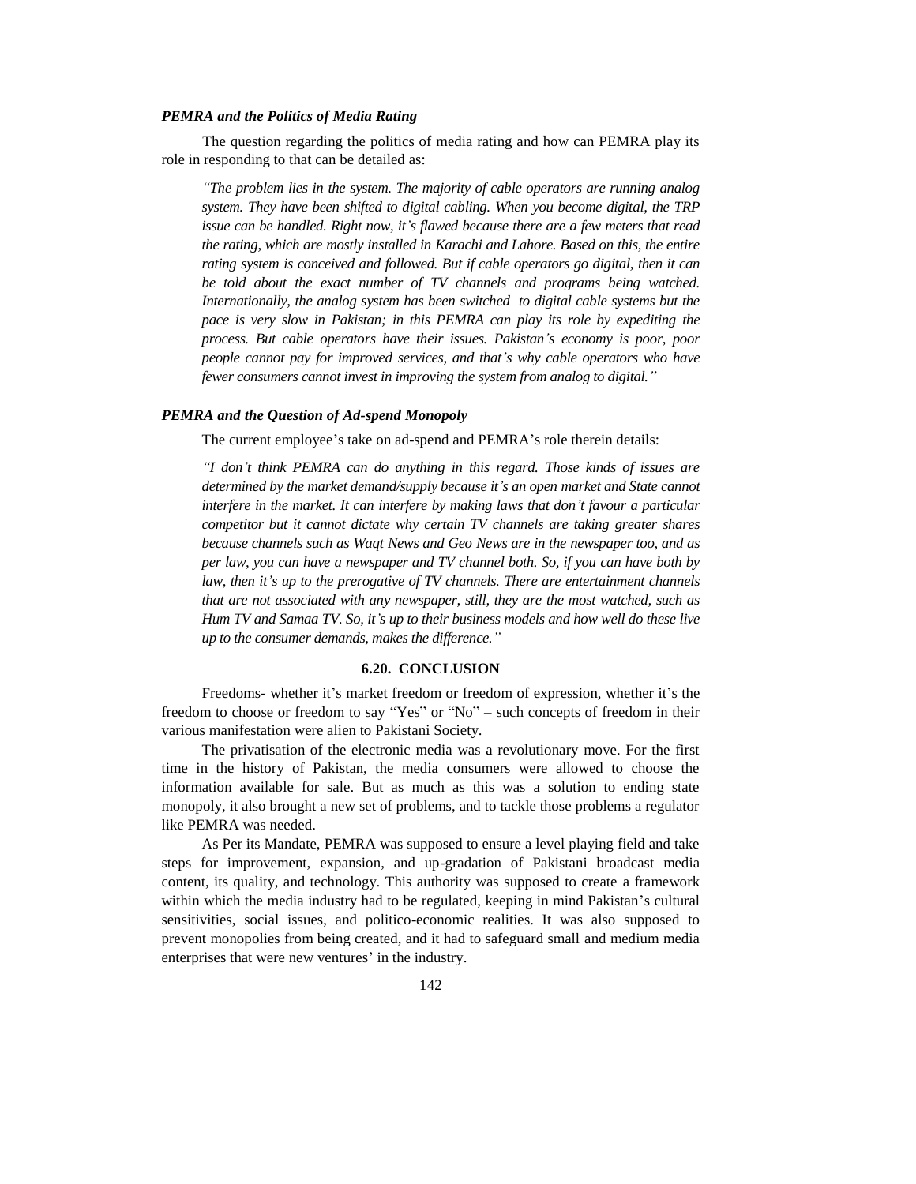### *PEMRA and the Politics of Media Rating*

The question regarding the politics of media rating and how can PEMRA play its role in responding to that can be detailed as:

> *"The problem lies in the system. The majority of cable operators are running analog system. They have been shifted to digital cabling. When you become digital, the TRP issue can be handled. Right now, it's flawed because there are a few meters that read the rating, which are mostly installed in Karachi and Lahore. Based on this, the entire rating system is conceived and followed. But if cable operators go digital, then it can be told about the exact number of TV channels and programs being watched. Internationally, the analog system has been switched to digital cable systems but the pace is very slow in Pakistan; in this PEMRA can play its role by expediting the process. But cable operators have their issues. Pakistan's economy is poor, poor people cannot pay for improved services, and that's why cable operators who have fewer consumers cannot invest in improving the system from analog to digital."*

### *PEMRA and the Question of Ad-spend Monopoly*

The current employee's take on ad-spend and PEMRA's role therein details:

> *"I don't think PEMRA can do anything in this regard. Those kinds of issues are determined by the market demand/supply because it's an open market and State cannot interfere in the market. It can interfere by making laws that don't favour a particular competitor but it cannot dictate why certain TV channels are taking greater shares because channels such as Waqt News and Geo News are in the newspaper too, and as per law, you can have a newspaper and TV channel both. So, if you can have both by law, then it's up to the prerogative of TV channels. There are entertainment channels that are not associated with any newspaper, still, they are the most watched, such as Hum TV and Samaa TV. So, it's up to their business models and how well do these live up to the consumer demands, makes the difference."*

## 6.20. CONCLUSION

Freedoms- whether it's market freedom or freedom of expression, whether it's the freedom to choose or freedom to say "Yes" or "No" – such concepts of freedom in their various manifestation were alien to Pakistani Society.

The privatisation of the electronic media was a revolutionary move. For the first time in the history of Pakistan, the media consumers were allowed to choose the information available for sale. But as much as this was a solution to ending state monopoly, it also brought a new set of problems, and to tackle those problems a regulator like PEMRA was needed.

As Per its Mandate, PEMRA was supposed to ensure a level playing field and take steps for improvement, expansion, and up-gradation of Pakistani broadcast media content, its quality, and technology. This authority was supposed to create a framework within which the media industry had to be regulated, keeping in mind Pakistan's cultural sensitivities, social issues, and politico-economic realities. It was also supposed to prevent monopolies from being created, and it had to safeguard small and medium media enterprises that were new ventures' in the industry.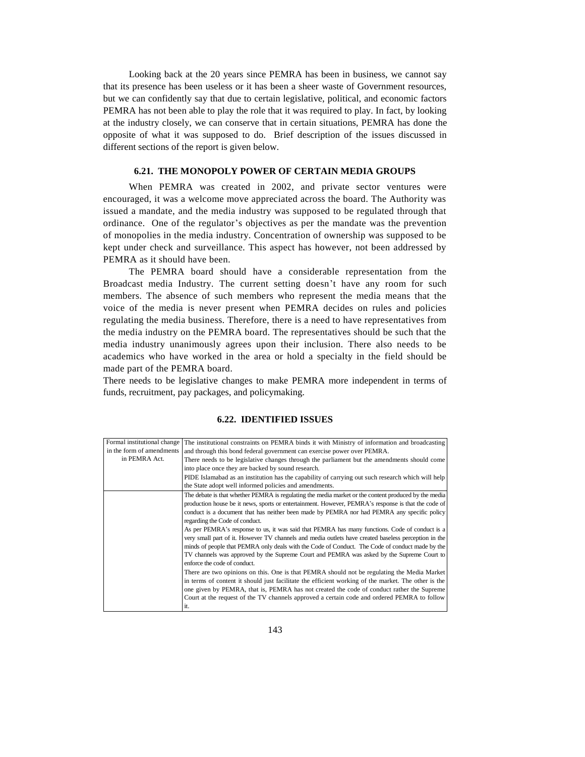Looking back at the 20 years since PEMRA has been in business, we cannot say that its presence has been useless or it has been a sheer waste of Government resources, but we can confidently say that due to certain legislative, political, and economic factors PEMRA has not been able to play the role that it was required to play. In fact, by looking at the industry closely, we can conserve that in certain situations, PEMRA has done the opposite of what it was supposed to do. Brief description of the issues discussed in different sections of the report is given below.

### 6.21. THE MONOPOLY POWER OF CERTAIN MEDIA GROUPS

When PEMRA was created in 2002, and private sector ventures were encouraged, it was a welcome move appreciated across the board. The Authority was issued a mandate, and the media industry was supposed to be regulated through that ordinance. One of the regulator's objectives as per the mandate was the prevention of monopolies in the media industry. Concentration of ownership was supposed to be kept under check and surveillance. This aspect has however, not been addressed by PEMRA as it should have been.

The PEMRA board should have a considerable representation from the Broadcast media Industry. The current setting doesn't have any room for such members. The absence of such members who represent the media means that the voice of the media is never present when PEMRA decides on rules and policies regulating the media business. Therefore, there is a need to have representatives from the media industry on the PEMRA board. The representatives should be such that the media industry unanimously agrees upon their inclusion. There also needs to be academics who have worked in the area or hold a specialty in the field should be made part of the PEMRA board.

There needs to be legislative changes to make PEMRA more independent in terms of funds, recruitment, pay packages, and policymaking.

### 6.22. IDENTIFIED ISSUES

| | |
|---|---|
| Formal institutional change in the form of amendments in PEMRA Act. | The institutional constraints on PEMRA binds it with Ministry of information and broadcasting and through this bond federal government can exercise power over PEMRA.<br>There needs to be legislative changes through the parliament but the amendments should come into place once they are backed by sound research.<br>PIDE Islamabad as an institution has the capability of carrying out such research which will help the State adopt well informed policies and amendments. |
| | The debate is that whether PEMRA is regulating the media market or the content produced by the media production house be it news, sports or entertainment. However, PEMRA's response is that the code of conduct is a document that has neither been made by PEMRA nor had PEMRA any specific policy regarding the Code of conduct.<br>As per PEMRA's response to us, it was said that PEMRA has many functions. Code of conduct is a very small part of it. However TV channels and media outlets have created baseless perception in the minds of people that PEMRA only deals with the Code of Conduct. The Code of conduct made by the TV channels was approved by the Supreme Court and PEMRA was asked by the Supreme Court to enforce the code of conduct.<br>There are two opinions on this. One is that PEMRA should not be regulating the Media Market in terms of content it should just facilitate the efficient working of the market. The other is the one given by PEMRA, that is, PEMRA has not created the code of conduct rather the Supreme Court at the request of the TV channels approved a certain code and ordered PEMRA to follow it. |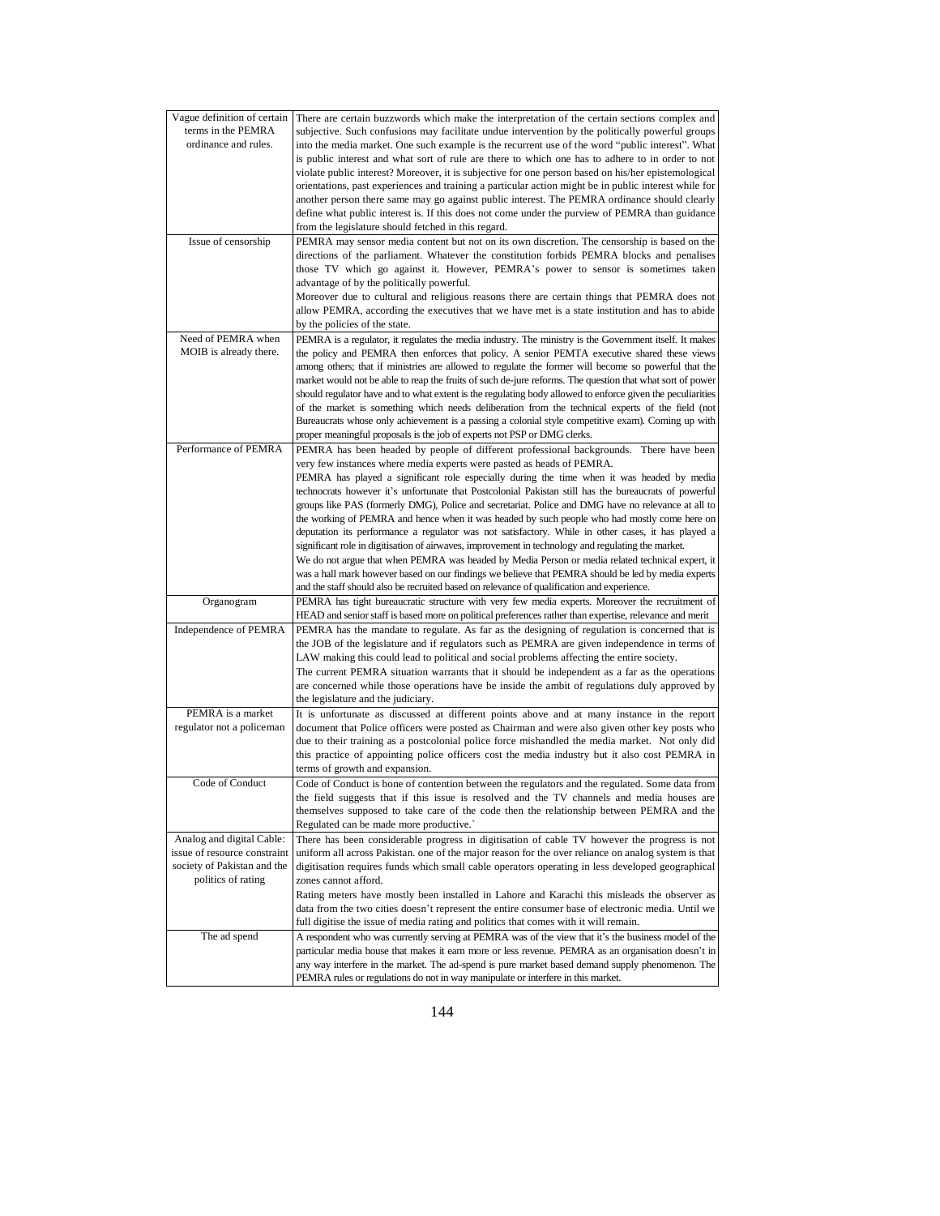| | |
|---|---|
| Vague definition of certain terms in the PEMRA ordinance and rules. | There are certain buzzwords which make the interpretation of the certain sections complex and subjective. Such confusions may facilitate undue intervention by the politically powerful groups into the media market. One such example is the recurrent use of the word "public interest". What is public interest and what sort of rule are there to which one has to adhere to in order to not violate public interest? Moreover, it is subjective for one person based on his/her epistemological orientations, past experiences and training a particular action might be in public interest while for another person there same may go against public interest. The PEMRA ordinance should clearly define what public interest is. If this does not come under the purview of PEMRA than guidance from the legislature should fetched in this regard. |
| Issue of censorship | PEMRA may sensor media content but not on its own discretion. The censorship is based on the directions of the parliament. Whatever the constitution forbids PEMRA blocks and penalises those TV which go against it. However, PEMRA's power to sensor is sometimes taken advantage of by the politically powerful.<br>Moreover due to cultural and religious reasons there are certain things that PEMRA does not allow PEMRA, according the executives that we have met is a state institution and has to abide by the policies of the state. |
| Need of PEMRA when MOIB is already there. | PEMRA is a regulator, it regulates the media industry. The ministry is the Government itself. It makes the policy and PEMRA then enforces that policy. A senior PEMTA executive shared these views among others; that if ministries are allowed to regulate the former will become so powerful that the market would not be able to reap the fruits of such de-jure reforms. The question that what sort of power should regulator have and to what extent is the regulating body allowed to enforce given the peculiarities of the market is something which needs deliberation from the technical experts of the field (not Bureaucrats whose only achievement is a passing a colonial style competitive exam). Coming up with proper meaningful proposals is the job of experts not PSP or DMG clerks. |
| Performance of PEMRA | PEMRA has been headed by people of different professional backgrounds. There have been very few instances where media experts were pasted as heads of PEMRA.<br>PEMRA has played a significant role especially during the time when it was headed by media technocrats however it's unfortunate that Postcolonial Pakistan still has the bureaucrats of powerful groups like PAS (formerly DMG), Police and secretariat. Police and DMG have no relevance at all to the working of PEMRA and hence when it was headed by such people who had mostly come here on deputation its performance a regulator was not satisfactory. While in other cases, it has played a significant role in digitisation of airwaves, improvement in technology and regulating the market.<br>We do not argue that when PEMRA was headed by Media Person or media related technical expert, it was a hall mark however based on our findings we believe that PEMRA should be led by media experts and the staff should also be recruited based on relevance of qualification and experience. |
| Organogram | PEMRA has tight bureaucratic structure with very few media experts. Moreover the recruitment of HEAD and senior staff is based more on political preferences rather than expertise, relevance and merit |
| Independence of PEMRA | PEMRA has the mandate to regulate. As far as the designing of regulation is concerned that is the JOB of the legislature and if regulators such as PEMRA are given independence in terms of LAW making this could lead to political and social problems affecting the entire society.<br>The current PEMRA situation warrants that it should be independent as a far as the operations are concerned while those operations have be inside the ambit of regulations duly approved by the legislature and the judiciary. |
| PEMRA is a market regulator not a policeman | It is unfortunate as discussed at different points above and at many instance in the report document that Police officers were posted as Chairman and were also given other key posts who due to their training as a postcolonial police force mishandled the media market. Not only did this practice of appointing police officers cost the media industry but it also cost PEMRA in terms of growth and expansion. |
| Code of Conduct | Code of Conduct is bone of contention between the regulators and the regulated. Some data from the field suggests that if this issue is resolved and the TV channels and media houses are themselves supposed to take care of the code then the relationship between PEMRA and the Regulated can be made more productive.` |
| Analog and digital Cable: issue of resource constraint society of Pakistan and the politics of rating | There has been considerable progress in digitisation of cable TV however the progress is not uniform all across Pakistan. one of the major reason for the over reliance on analog system is that digitisation requires funds which small cable operators operating in less developed geographical zones cannot afford.<br>Rating meters have mostly been installed in Lahore and Karachi this misleads the observer as data from the two cities doesn't represent the entire consumer base of electronic media. Until we full digitise the issue of media rating and politics that comes with it will remain. |
| The ad spend | A respondent who was currently serving at PEMRA was of the view that it's the business model of the particular media house that makes it earn more or less revenue. PEMRA as an organisation doesn't in any way interfere in the market. The ad-spend is pure market based demand supply phenomenon. The PEMRA rules or regulations do not in way manipulate or interfere in this market. |